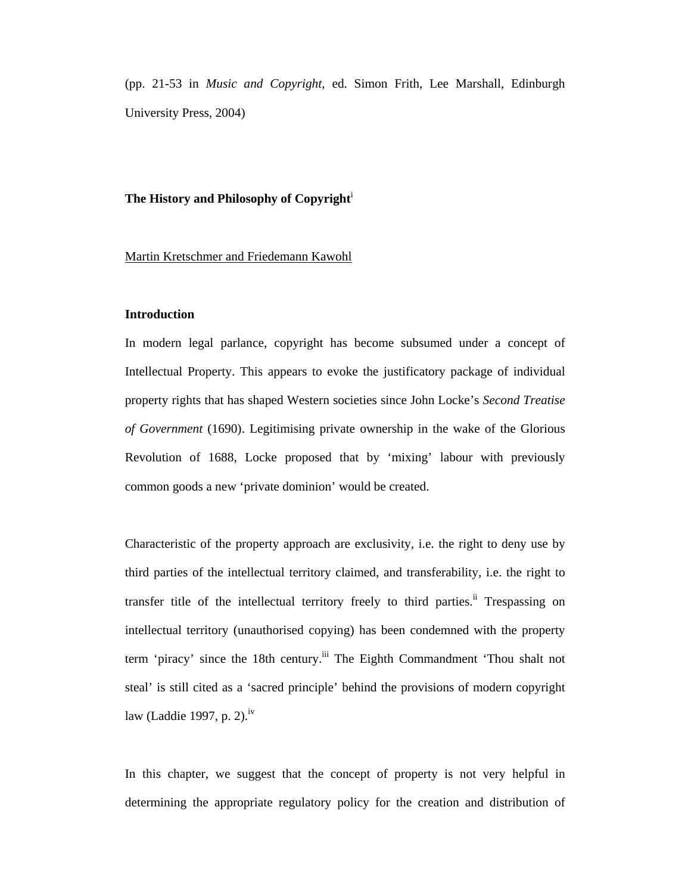(pp. 21-53 in *Music and Copyright*, ed. Simon Frith, Lee Marshall, Edinburgh University Press, 2004)

# The History and Philosophy of Copyright[i]

Martin Kretschmer and Friedemann Kawohl

## Introduction

In modern legal parlance, copyright has become subsumed under a concept of Intellectual Property. This appears to evoke the justificatory package of individual property rights that has shaped Western societies since John Locke's *Second Treatise of Government* (1690). Legitimising private ownership in the wake of the Glorious Revolution of 1688, Locke proposed that by 'mixing' labour with previously common goods a new 'private dominion' would be created.

Characteristic of the property approach are exclusivity, i.e. the right to deny use by third parties of the intellectual territory claimed, and transferability, i.e. the right to transfer title of the intellectual territory freely to third parties.[ii] Trespassing on intellectual territory (unauthorised copying) has been condemned with the property term 'piracy' since the 18th century.[iii] The Eighth Commandment 'Thou shalt not steal' is still cited as a 'sacred principle' behind the provisions of modern copyright law (Laddie 1997, p. 2).[iv]

In this chapter, we suggest that the concept of property is not very helpful in determining the appropriate regulatory policy for the creation and distribution of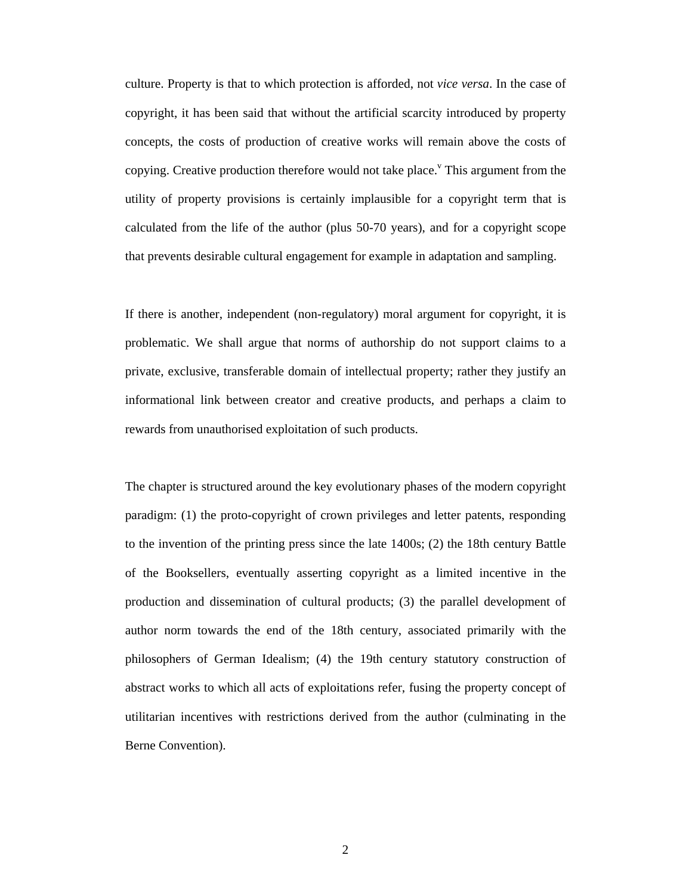culture. Property is that to which protection is afforded, not *vice versa*. In the case of copyright, it has been said that without the artificial scarcity introduced by property concepts, the costs of production of creative works will remain above the costs of copying. Creative production therefore would not take place.[v] This argument from the utility of property provisions is certainly implausible for a copyright term that is calculated from the life of the author (plus 50-70 years), and for a copyright scope that prevents desirable cultural engagement for example in adaptation and sampling.

If there is another, independent (non-regulatory) moral argument for copyright, it is problematic. We shall argue that norms of authorship do not support claims to a private, exclusive, transferable domain of intellectual property; rather they justify an informational link between creator and creative products, and perhaps a claim to rewards from unauthorised exploitation of such products.

The chapter is structured around the key evolutionary phases of the modern copyright paradigm: (1) the proto-copyright of crown privileges and letter patents, responding to the invention of the printing press since the late 1400s; (2) the 18th century Battle of the Booksellers, eventually asserting copyright as a limited incentive in the production and dissemination of cultural products; (3) the parallel development of author norm towards the end of the 18th century, associated primarily with the philosophers of German Idealism; (4) the 19th century statutory construction of abstract works to which all acts of exploitations refer, fusing the property concept of utilitarian incentives with restrictions derived from the author (culminating in the Berne Convention).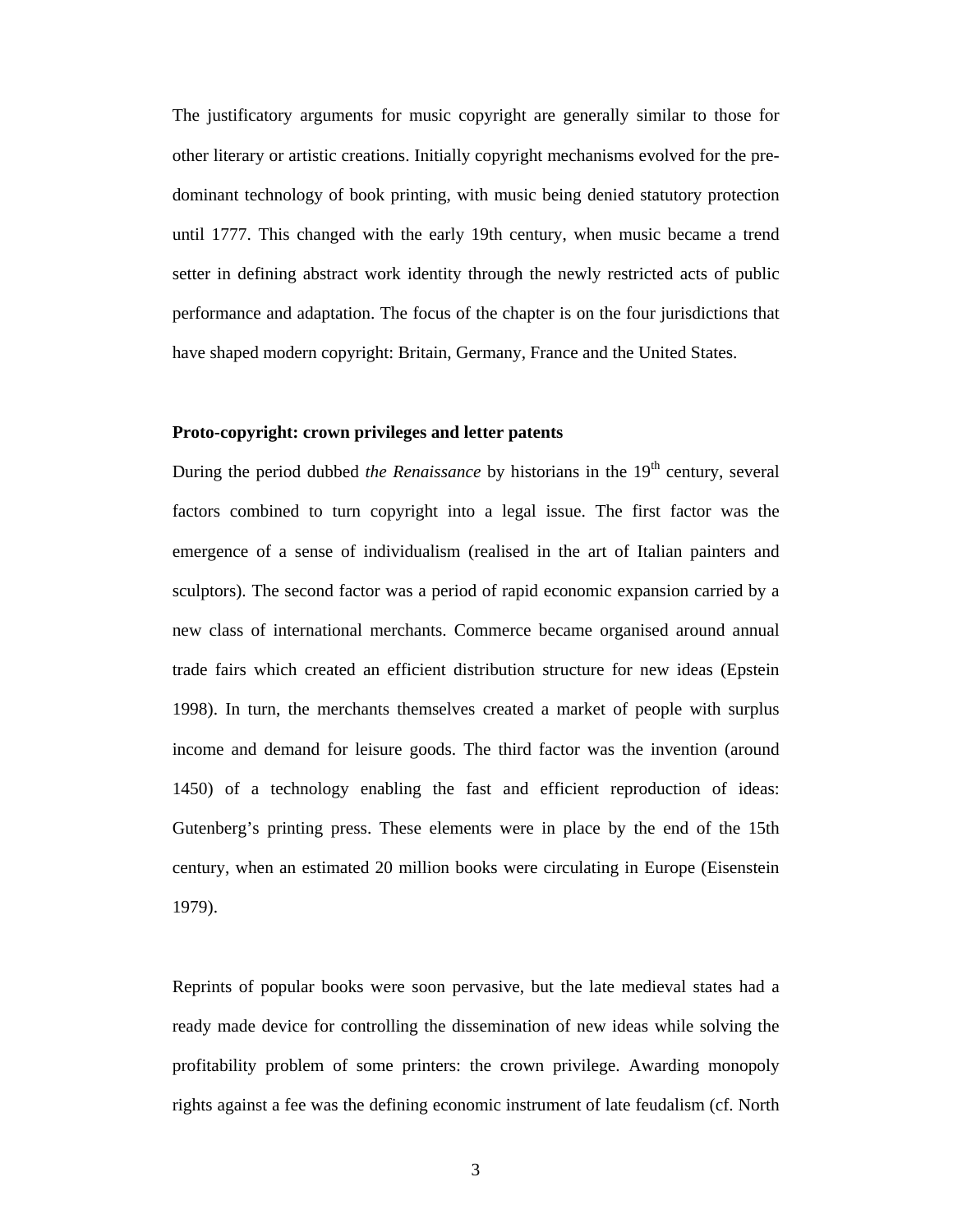The justificatory arguments for music copyright are generally similar to those for other literary or artistic creations. Initially copyright mechanisms evolved for the pre-dominant technology of book printing, with music being denied statutory protection until 1777. This changed with the early 19th century, when music became a trend setter in defining abstract work identity through the newly restricted acts of public performance and adaptation. The focus of the chapter is on the four jurisdictions that have shaped modern copyright: Britain, Germany, France and the United States.

**Proto-copyright: crown privileges and letter patents**

During the period dubbed *the Renaissance* by historians in the 19th century, several factors combined to turn copyright into a legal issue. The first factor was the emergence of a sense of individualism (realised in the art of Italian painters and sculptors). The second factor was a period of rapid economic expansion carried by a new class of international merchants. Commerce became organised around annual trade fairs which created an efficient distribution structure for new ideas (Epstein 1998). In turn, the merchants themselves created a market of people with surplus income and demand for leisure goods. The third factor was the invention (around 1450) of a technology enabling the fast and efficient reproduction of ideas: Gutenberg's printing press. These elements were in place by the end of the 15th century, when an estimated 20 million books were circulating in Europe (Eisenstein 1979).

Reprints of popular books were soon pervasive, but the late medieval states had a ready made device for controlling the dissemination of new ideas while solving the profitability problem of some printers: the crown privilege. Awarding monopoly rights against a fee was the defining economic instrument of late feudalism (cf. North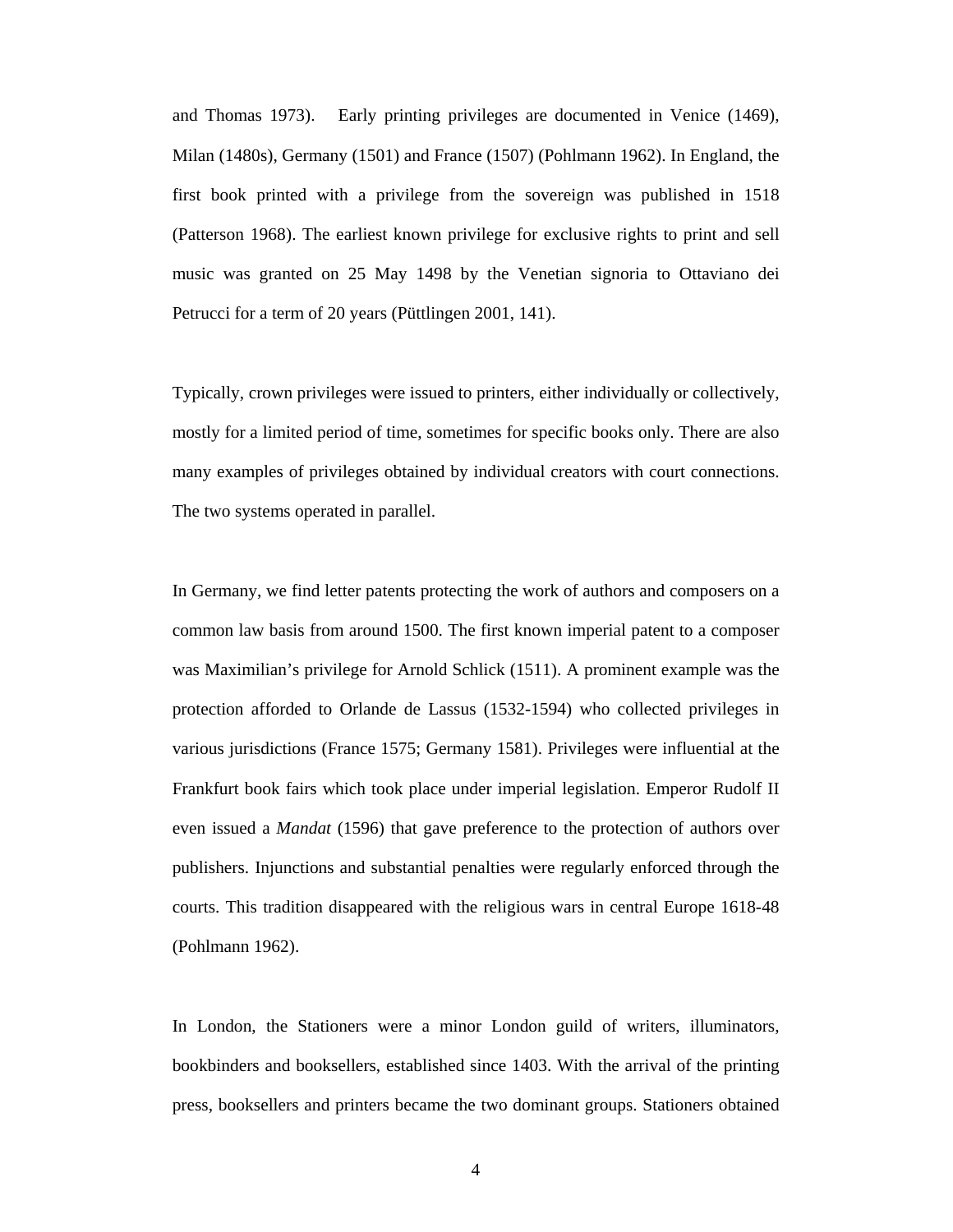and Thomas 1973). Early printing privileges are documented in Venice (1469), Milan (1480s), Germany (1501) and France (1507) (Pohlmann 1962). In England, the first book printed with a privilege from the sovereign was published in 1518 (Patterson 1968). The earliest known privilege for exclusive rights to print and sell music was granted on 25 May 1498 by the Venetian signoria to Ottaviano dei Petrucci for a term of 20 years (Püttlingen 2001, 141).

Typically, crown privileges were issued to printers, either individually or collectively, mostly for a limited period of time, sometimes for specific books only. There are also many examples of privileges obtained by individual creators with court connections. The two systems operated in parallel.

In Germany, we find letter patents protecting the work of authors and composers on a common law basis from around 1500. The first known imperial patent to a composer was Maximilian's privilege for Arnold Schlick (1511). A prominent example was the protection afforded to Orlande de Lassus (1532-1594) who collected privileges in various jurisdictions (France 1575; Germany 1581). Privileges were influential at the Frankfurt book fairs which took place under imperial legislation. Emperor Rudolf II even issued a *Mandat* (1596) that gave preference to the protection of authors over publishers. Injunctions and substantial penalties were regularly enforced through the courts. This tradition disappeared with the religious wars in central Europe 1618-48 (Pohlmann 1962).

In London, the Stationers were a minor London guild of writers, illuminators, bookbinders and booksellers, established since 1403. With the arrival of the printing press, booksellers and printers became the two dominant groups. Stationers obtained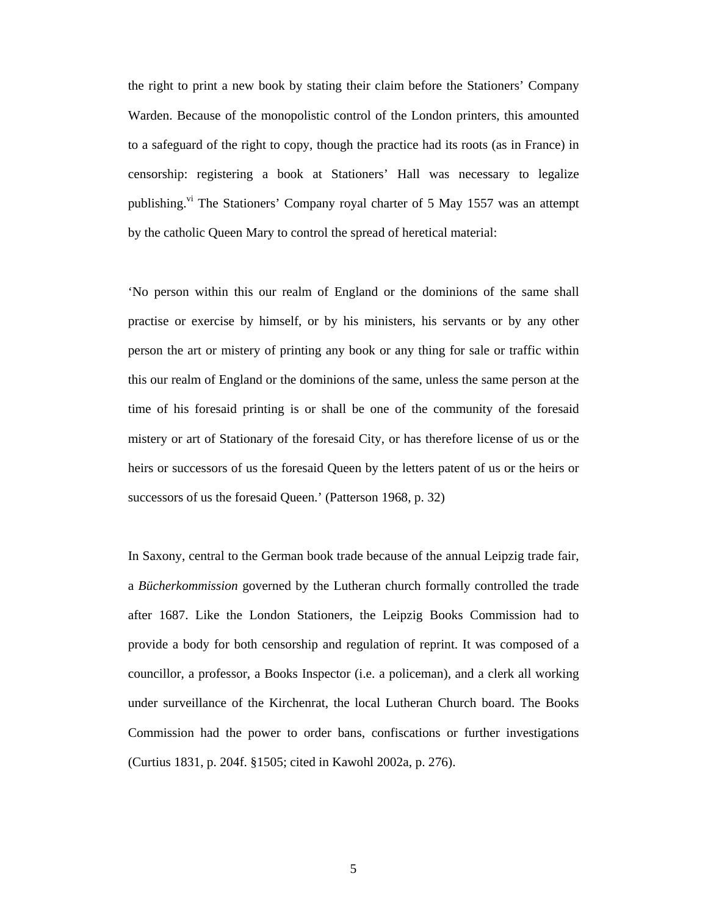the right to print a new book by stating their claim before the Stationers' Company Warden. Because of the monopolistic control of the London printers, this amounted to a safeguard of the right to copy, though the practice had its roots (as in France) in censorship: registering a book at Stationers' Hall was necessary to legalize publishing.[vi] The Stationers' Company royal charter of 5 May 1557 was an attempt by the catholic Queen Mary to control the spread of heretical material:

'No person within this our realm of England or the dominions of the same shall practise or exercise by himself, or by his ministers, his servants or by any other person the art or mistery of printing any book or any thing for sale or traffic within this our realm of England or the dominions of the same, unless the same person at the time of his foresaid printing is or shall be one of the community of the foresaid mistery or art of Stationary of the foresaid City, or has therefore license of us or the heirs or successors of us the foresaid Queen by the letters patent of us or the heirs or successors of us the foresaid Queen.' (Patterson 1968, p. 32)

In Saxony, central to the German book trade because of the annual Leipzig trade fair, a *Bücherkommission* governed by the Lutheran church formally controlled the trade after 1687. Like the London Stationers, the Leipzig Books Commission had to provide a body for both censorship and regulation of reprint. It was composed of a councillor, a professor, a Books Inspector (i.e. a policeman), and a clerk all working under surveillance of the Kirchenrat, the local Lutheran Church board. The Books Commission had the power to order bans, confiscations or further investigations (Curtius 1831, p. 204f. §1505; cited in Kawohl 2002a, p. 276).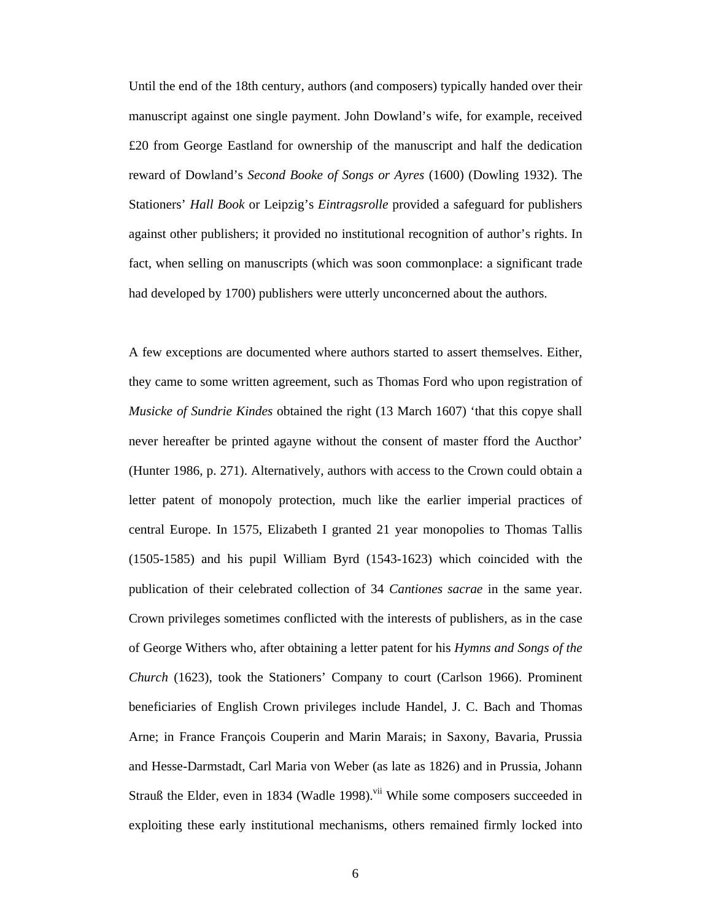Until the end of the 18th century, authors (and composers) typically handed over their manuscript against one single payment. John Dowland's wife, for example, received £20 from George Eastland for ownership of the manuscript and half the dedication reward of Dowland's *Second Booke of Songs or Ayres* (1600) (Dowling 1932). The Stationers' *Hall Book* or Leipzig's *Eintragsrolle* provided a safeguard for publishers against other publishers; it provided no institutional recognition of author's rights. In fact, when selling on manuscripts (which was soon commonplace: a significant trade had developed by 1700) publishers were utterly unconcerned about the authors.

A few exceptions are documented where authors started to assert themselves. Either, they came to some written agreement, such as Thomas Ford who upon registration of *Musicke of Sundrie Kindes* obtained the right (13 March 1607) 'that this copye shall never hereafter be printed agayne without the consent of master fford the Aucthor' (Hunter 1986, p. 271). Alternatively, authors with access to the Crown could obtain a letter patent of monopoly protection, much like the earlier imperial practices of central Europe. In 1575, Elizabeth I granted 21 year monopolies to Thomas Tallis (1505-1585) and his pupil William Byrd (1543-1623) which coincided with the publication of their celebrated collection of 34 *Cantiones sacrae* in the same year. Crown privileges sometimes conflicted with the interests of publishers, as in the case of George Withers who, after obtaining a letter patent for his *Hymns and Songs of the Church* (1623), took the Stationers' Company to court (Carlson 1966). Prominent beneficiaries of English Crown privileges include Handel, J. C. Bach and Thomas Arne; in France François Couperin and Marin Marais; in Saxony, Bavaria, Prussia and Hesse-Darmstadt, Carl Maria von Weber (as late as 1826) and in Prussia, Johann Strauß the Elder, even in 1834 (Wadle 1998).[vii] While some composers succeeded in exploiting these early institutional mechanisms, others remained firmly locked into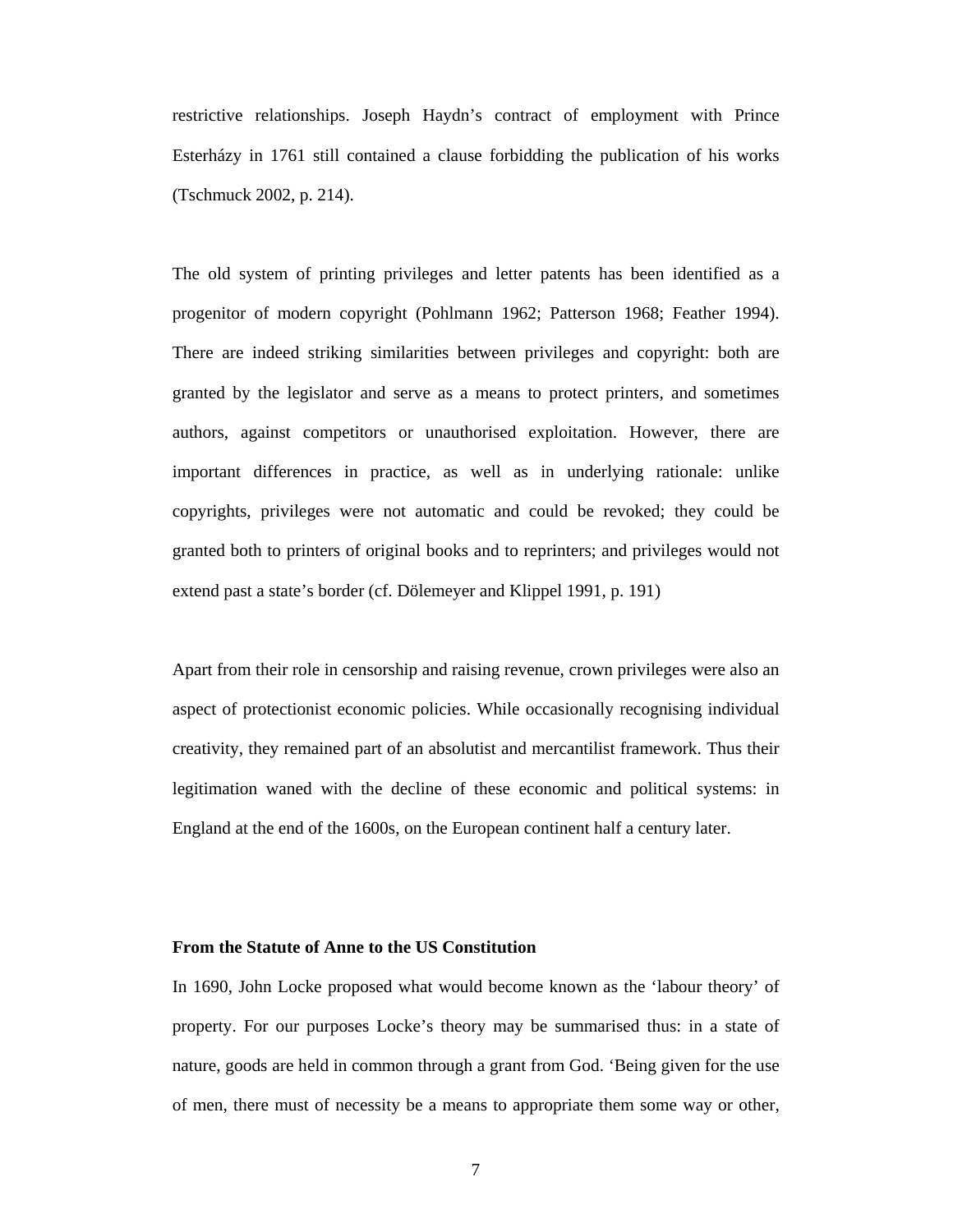restrictive relationships. Joseph Haydn's contract of employment with Prince Esterházy in 1761 still contained a clause forbidding the publication of his works (Tschmuck 2002, p. 214).

The old system of printing privileges and letter patents has been identified as a progenitor of modern copyright (Pohlmann 1962; Patterson 1968; Feather 1994). There are indeed striking similarities between privileges and copyright: both are granted by the legislator and serve as a means to protect printers, and sometimes authors, against competitors or unauthorised exploitation. However, there are important differences in practice, as well as in underlying rationale: unlike copyrights, privileges were not automatic and could be revoked; they could be granted both to printers of original books and to reprinters; and privileges would not extend past a state's border (cf. Dölemeyer and Klippel 1991, p. 191)

Apart from their role in censorship and raising revenue, crown privileges were also an aspect of protectionist economic policies. While occasionally recognising individual creativity, they remained part of an absolutist and mercantilist framework. Thus their legitimation waned with the decline of these economic and political systems: in England at the end of the 1600s, on the European continent half a century later.

**From the Statute of Anne to the US Constitution**

In 1690, John Locke proposed what would become known as the 'labour theory' of property. For our purposes Locke's theory may be summarised thus: in a state of nature, goods are held in common through a grant from God. 'Being given for the use of men, there must of necessity be a means to appropriate them some way or other,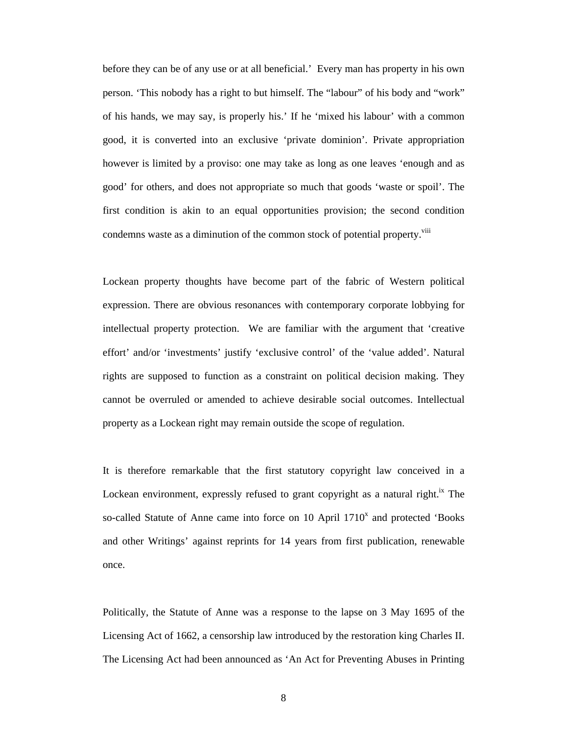before they can be of any use or at all beneficial.' Every man has property in his own person. 'This nobody has a right to but himself. The "labour" of his body and "work" of his hands, we may say, is properly his.' If he 'mixed his labour' with a common good, it is converted into an exclusive 'private dominion'. Private appropriation however is limited by a proviso: one may take as long as one leaves 'enough and as good' for others, and does not appropriate so much that goods 'waste or spoil'. The first condition is akin to an equal opportunities provision; the second condition condemns waste as a diminution of the common stock of potential property.[viii]

Lockean property thoughts have become part of the fabric of Western political expression. There are obvious resonances with contemporary corporate lobbying for intellectual property protection. We are familiar with the argument that 'creative effort' and/or 'investments' justify 'exclusive control' of the 'value added'. Natural rights are supposed to function as a constraint on political decision making. They cannot be overruled or amended to achieve desirable social outcomes. Intellectual property as a Lockean right may remain outside the scope of regulation.

It is therefore remarkable that the first statutory copyright law conceived in a Lockean environment, expressly refused to grant copyright as a natural right.[ix] The so-called Statute of Anne came into force on 10 April 1710[x] and protected 'Books and other Writings' against reprints for 14 years from first publication, renewable once.

Politically, the Statute of Anne was a response to the lapse on 3 May 1695 of the Licensing Act of 1662, a censorship law introduced by the restoration king Charles II. The Licensing Act had been announced as 'An Act for Preventing Abuses in Printing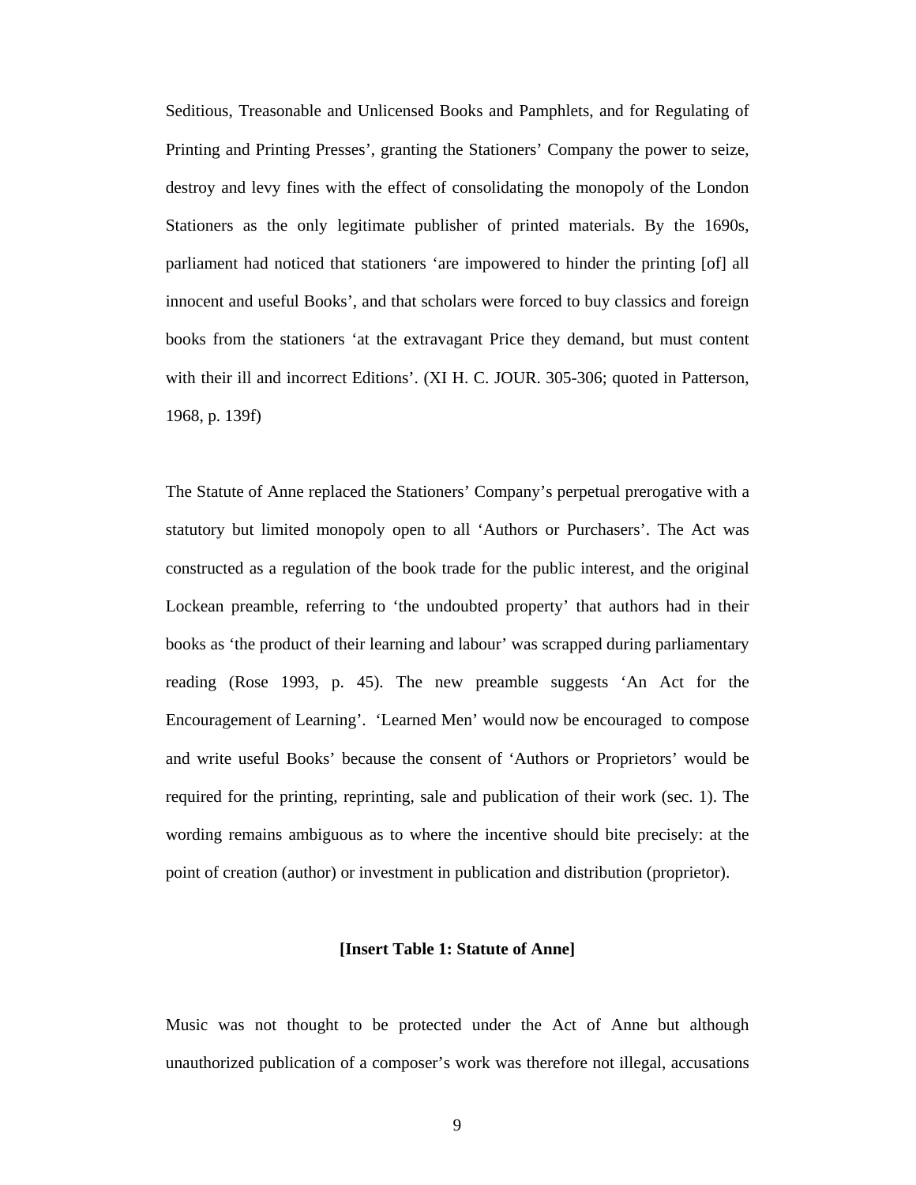Seditious, Treasonable and Unlicensed Books and Pamphlets, and for Regulating of Printing and Printing Presses', granting the Stationers' Company the power to seize, destroy and levy fines with the effect of consolidating the monopoly of the London Stationers as the only legitimate publisher of printed materials. By the 1690s, parliament had noticed that stationers 'are impowered to hinder the printing [of] all innocent and useful Books', and that scholars were forced to buy classics and foreign books from the stationers 'at the extravagant Price they demand, but must content with their ill and incorrect Editions'. (XI H. C. JOUR. 305-306; quoted in Patterson, 1968, p. 139f)

The Statute of Anne replaced the Stationers' Company's perpetual prerogative with a statutory but limited monopoly open to all 'Authors or Purchasers'. The Act was constructed as a regulation of the book trade for the public interest, and the original Lockean preamble, referring to 'the undoubted property' that authors had in their books as 'the product of their learning and labour' was scrapped during parliamentary reading (Rose 1993, p. 45). The new preamble suggests 'An Act for the Encouragement of Learning'. 'Learned Men' would now be encouraged to compose and write useful Books' because the consent of 'Authors or Proprietors' would be required for the printing, reprinting, sale and publication of their work (sec. 1). The wording remains ambiguous as to where the incentive should bite precisely: at the point of creation (author) or investment in publication and distribution (proprietor).

**[Insert Table 1: Statute of Anne]**

Music was not thought to be protected under the Act of Anne but although unauthorized publication of a composer's work was therefore not illegal, accusations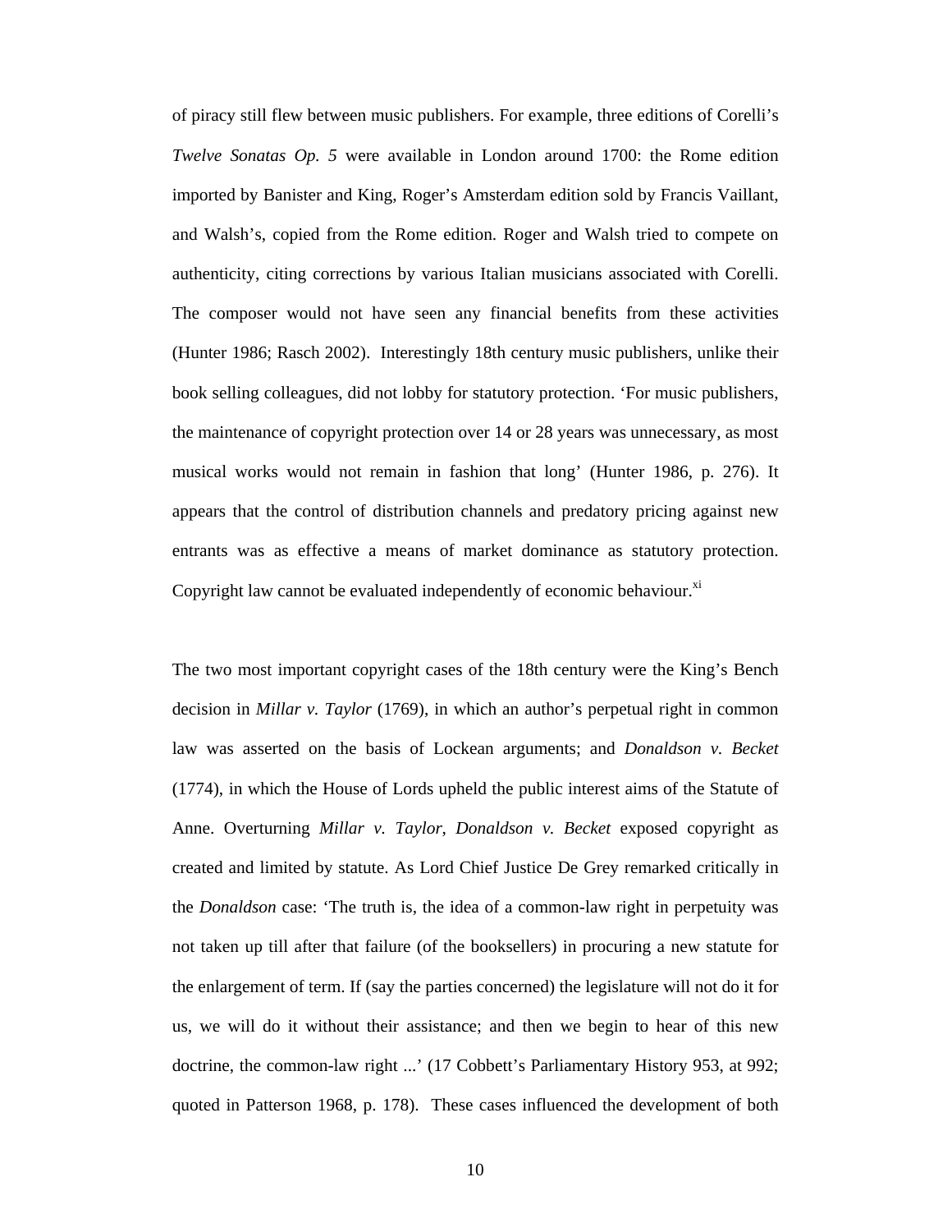of piracy still flew between music publishers. For example, three editions of Corelli's *Twelve Sonatas Op. 5* were available in London around 1700: the Rome edition imported by Banister and King, Roger's Amsterdam edition sold by Francis Vaillant, and Walsh's, copied from the Rome edition. Roger and Walsh tried to compete on authenticity, citing corrections by various Italian musicians associated with Corelli. The composer would not have seen any financial benefits from these activities (Hunter 1986; Rasch 2002). Interestingly 18th century music publishers, unlike their book selling colleagues, did not lobby for statutory protection. 'For music publishers, the maintenance of copyright protection over 14 or 28 years was unnecessary, as most musical works would not remain in fashion that long' (Hunter 1986, p. 276). It appears that the control of distribution channels and predatory pricing against new entrants was as effective a means of market dominance as statutory protection. Copyright law cannot be evaluated independently of economic behaviour.[xi]

The two most important copyright cases of the 18th century were the King's Bench decision in *Millar v. Taylor* (1769), in which an author's perpetual right in common law was asserted on the basis of Lockean arguments; and *Donaldson v. Becket* (1774), in which the House of Lords upheld the public interest aims of the Statute of Anne. Overturning *Millar v. Taylor*, *Donaldson v. Becket* exposed copyright as created and limited by statute. As Lord Chief Justice De Grey remarked critically in the *Donaldson* case: 'The truth is, the idea of a common-law right in perpetuity was not taken up till after that failure (of the booksellers) in procuring a new statute for the enlargement of term. If (say the parties concerned) the legislature will not do it for us, we will do it without their assistance; and then we begin to hear of this new doctrine, the common-law right ...' (17 Cobbett's Parliamentary History 953, at 992; quoted in Patterson 1968, p. 178). These cases influenced the development of both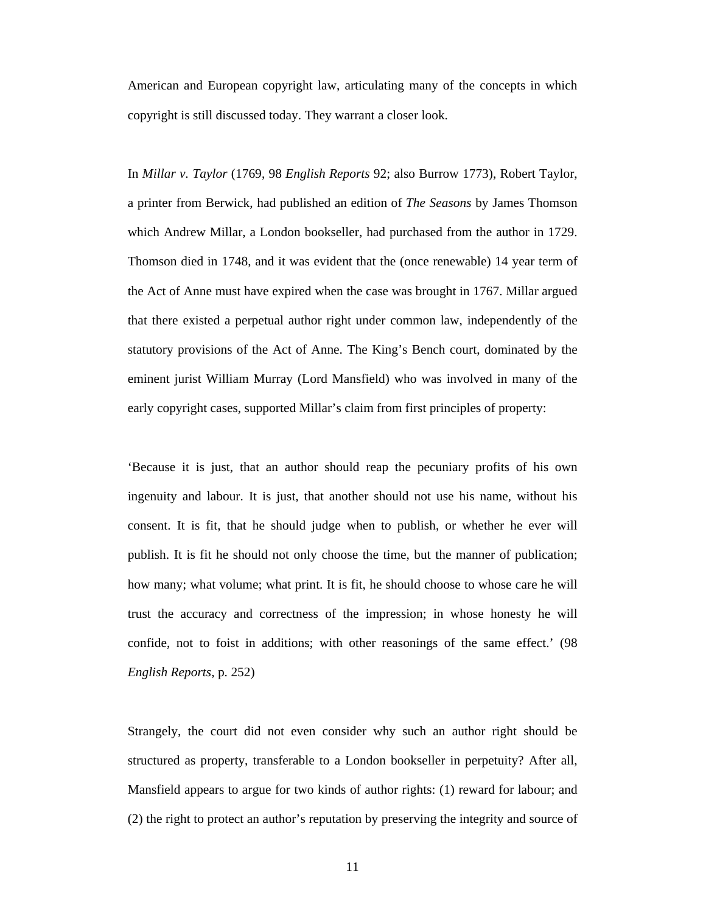American and European copyright law, articulating many of the concepts in which copyright is still discussed today. They warrant a closer look.

In *Millar v. Taylor* (1769, 98 *English Reports* 92; also Burrow 1773), Robert Taylor, a printer from Berwick, had published an edition of *The Seasons* by James Thomson which Andrew Millar, a London bookseller, had purchased from the author in 1729. Thomson died in 1748, and it was evident that the (once renewable) 14 year term of the Act of Anne must have expired when the case was brought in 1767. Millar argued that there existed a perpetual author right under common law, independently of the statutory provisions of the Act of Anne. The King's Bench court, dominated by the eminent jurist William Murray (Lord Mansfield) who was involved in many of the early copyright cases, supported Millar's claim from first principles of property:

'Because it is just, that an author should reap the pecuniary profits of his own ingenuity and labour. It is just, that another should not use his name, without his consent. It is fit, that he should judge when to publish, or whether he ever will publish. It is fit he should not only choose the time, but the manner of publication; how many; what volume; what print. It is fit, he should choose to whose care he will trust the accuracy and correctness of the impression; in whose honesty he will confide, not to foist in additions; with other reasonings of the same effect.' (98 *English Reports*, p. 252)

Strangely, the court did not even consider why such an author right should be structured as property, transferable to a London bookseller in perpetuity? After all, Mansfield appears to argue for two kinds of author rights: (1) reward for labour; and (2) the right to protect an author's reputation by preserving the integrity and source of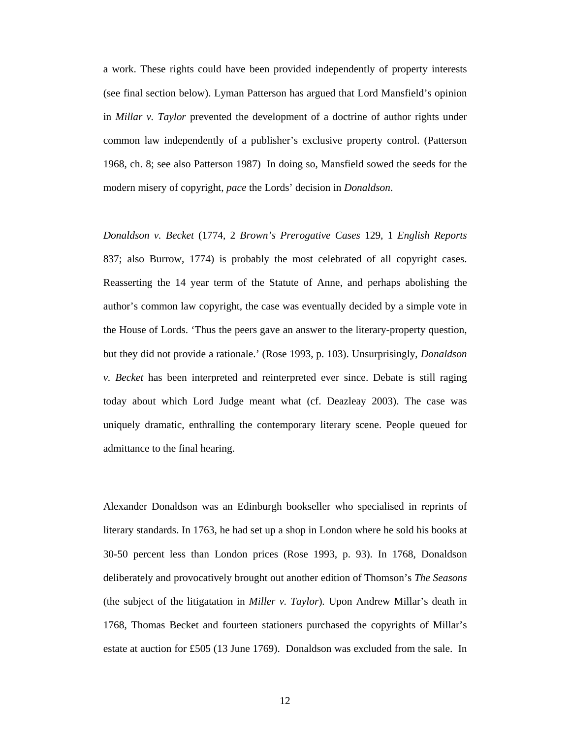a work. These rights could have been provided independently of property interests (see final section below). Lyman Patterson has argued that Lord Mansfield's opinion in *Millar v. Taylor* prevented the development of a doctrine of author rights under common law independently of a publisher's exclusive property control. (Patterson 1968, ch. 8; see also Patterson 1987) In doing so, Mansfield sowed the seeds for the modern misery of copyright, *pace* the Lords' decision in *Donaldson*.

*Donaldson v. Becket* (1774, 2 *Brown's Prerogative Cases* 129, 1 *English Reports* 837; also Burrow, 1774) is probably the most celebrated of all copyright cases. Reasserting the 14 year term of the Statute of Anne, and perhaps abolishing the author's common law copyright, the case was eventually decided by a simple vote in the House of Lords. 'Thus the peers gave an answer to the literary-property question, but they did not provide a rationale.' (Rose 1993, p. 103). Unsurprisingly, *Donaldson v. Becket* has been interpreted and reinterpreted ever since. Debate is still raging today about which Lord Judge meant what (cf. Deazleay 2003). The case was uniquely dramatic, enthralling the contemporary literary scene. People queued for admittance to the final hearing.

Alexander Donaldson was an Edinburgh bookseller who specialised in reprints of literary standards. In 1763, he had set up a shop in London where he sold his books at 30-50 percent less than London prices (Rose 1993, p. 93). In 1768, Donaldson deliberately and provocatively brought out another edition of Thomson's *The Seasons* (the subject of the litigatation in *Miller v. Taylor*). Upon Andrew Millar's death in 1768, Thomas Becket and fourteen stationers purchased the copyrights of Millar's estate at auction for £505 (13 June 1769). Donaldson was excluded from the sale. In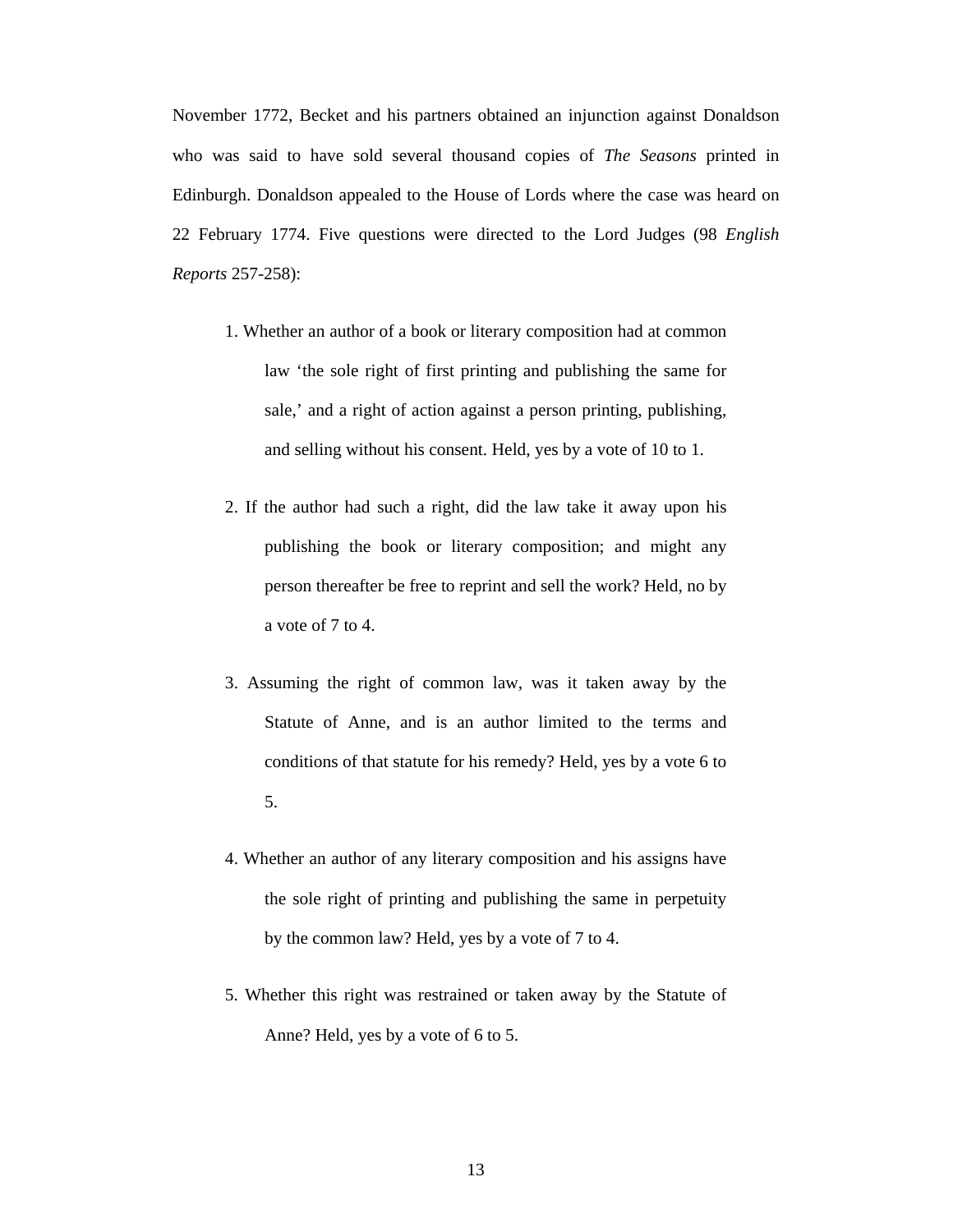November 1772, Becket and his partners obtained an injunction against Donaldson who was said to have sold several thousand copies of *The Seasons* printed in Edinburgh. Donaldson appealed to the House of Lords where the case was heard on 22 February 1774. Five questions were directed to the Lord Judges (98 *English Reports* 257-258):

1. Whether an author of a book or literary composition had at common law 'the sole right of first printing and publishing the same for sale,' and a right of action against a person printing, publishing, and selling without his consent. Held, yes by a vote of 10 to 1.

2. If the author had such a right, did the law take it away upon his publishing the book or literary composition; and might any person thereafter be free to reprint and sell the work? Held, no by a vote of 7 to 4.

3. Assuming the right of common law, was it taken away by the Statute of Anne, and is an author limited to the terms and conditions of that statute for his remedy? Held, yes by a vote 6 to 5.

4. Whether an author of any literary composition and his assigns have the sole right of printing and publishing the same in perpetuity by the common law? Held, yes by a vote of 7 to 4.

5. Whether this right was restrained or taken away by the Statute of Anne? Held, yes by a vote of 6 to 5.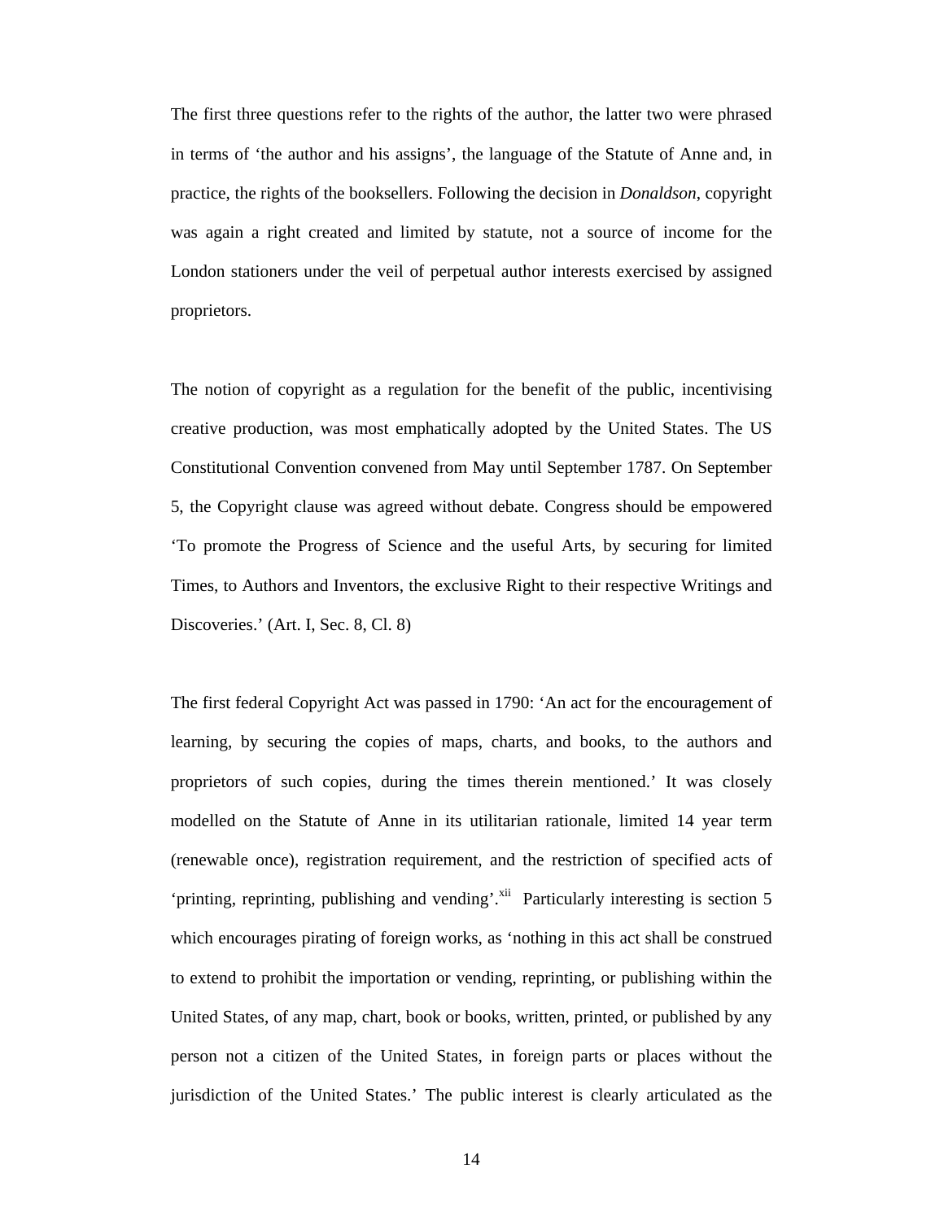The first three questions refer to the rights of the author, the latter two were phrased in terms of 'the author and his assigns', the language of the Statute of Anne and, in practice, the rights of the booksellers. Following the decision in *Donaldson*, copyright was again a right created and limited by statute, not a source of income for the London stationers under the veil of perpetual author interests exercised by assigned proprietors.

The notion of copyright as a regulation for the benefit of the public, incentivising creative production, was most emphatically adopted by the United States. The US Constitutional Convention convened from May until September 1787. On September 5, the Copyright clause was agreed without debate. Congress should be empowered 'To promote the Progress of Science and the useful Arts, by securing for limited Times, to Authors and Inventors, the exclusive Right to their respective Writings and Discoveries.' (Art. I, Sec. 8, Cl. 8)

The first federal Copyright Act was passed in 1790: 'An act for the encouragement of learning, by securing the copies of maps, charts, and books, to the authors and proprietors of such copies, during the times therein mentioned.' It was closely modelled on the Statute of Anne in its utilitarian rationale, limited 14 year term (renewable once), registration requirement, and the restriction of specified acts of 'printing, reprinting, publishing and vending'.[xii] Particularly interesting is section 5 which encourages pirating of foreign works, as 'nothing in this act shall be construed to extend to prohibit the importation or vending, reprinting, or publishing within the United States, of any map, chart, book or books, written, printed, or published by any person not a citizen of the United States, in foreign parts or places without the jurisdiction of the United States.' The public interest is clearly articulated as the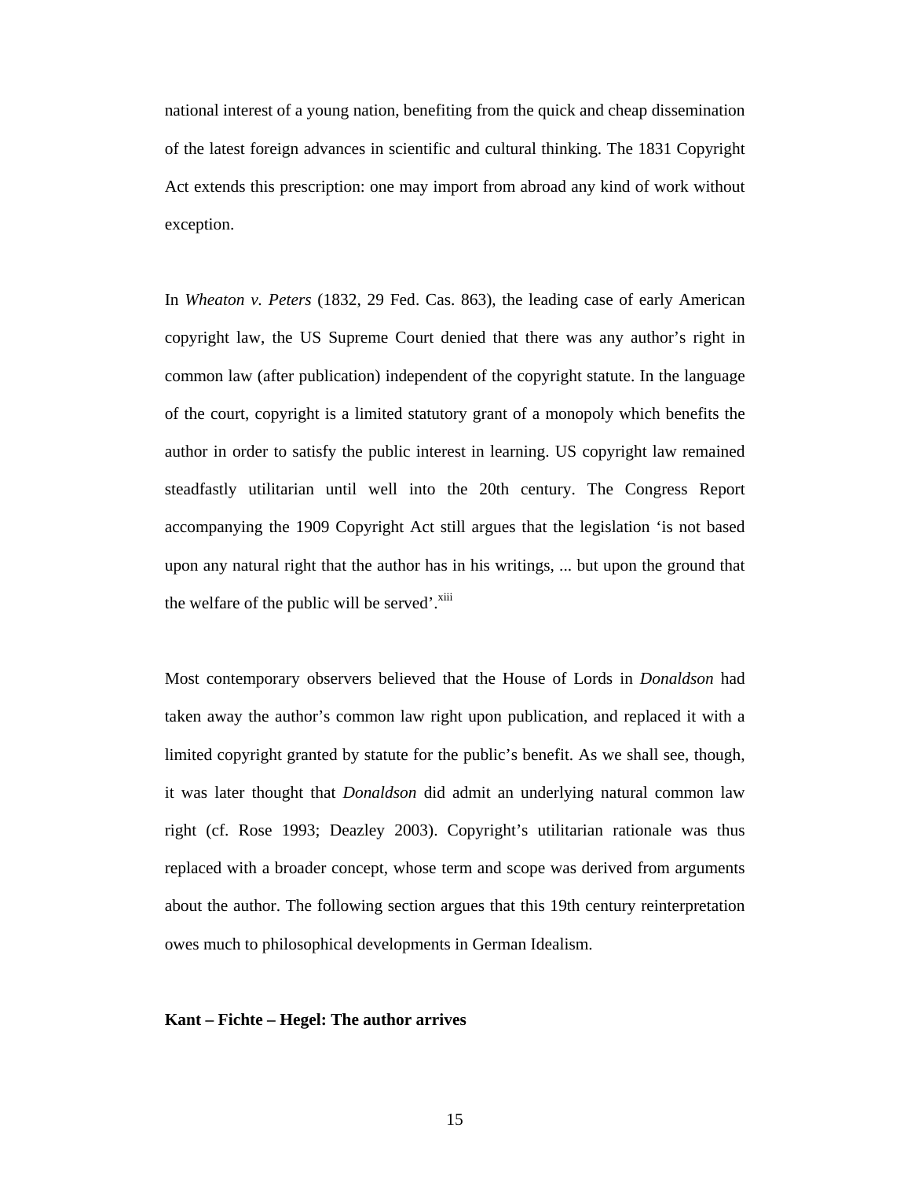national interest of a young nation, benefiting from the quick and cheap dissemination of the latest foreign advances in scientific and cultural thinking. The 1831 Copyright Act extends this prescription: one may import from abroad any kind of work without exception.

In *Wheaton v. Peters* (1832, 29 Fed. Cas. 863), the leading case of early American copyright law, the US Supreme Court denied that there was any author's right in common law (after publication) independent of the copyright statute. In the language of the court, copyright is a limited statutory grant of a monopoly which benefits the author in order to satisfy the public interest in learning. US copyright law remained steadfastly utilitarian until well into the 20th century. The Congress Report accompanying the 1909 Copyright Act still argues that the legislation 'is not based upon any natural right that the author has in his writings, ... but upon the ground that the welfare of the public will be served'.[xiii]

Most contemporary observers believed that the House of Lords in *Donaldson* had taken away the author's common law right upon publication, and replaced it with a limited copyright granted by statute for the public's benefit. As we shall see, though, it was later thought that *Donaldson* did admit an underlying natural common law right (cf. Rose 1993; Deazley 2003). Copyright's utilitarian rationale was thus replaced with a broader concept, whose term and scope was derived from arguments about the author. The following section argues that this 19th century reinterpretation owes much to philosophical developments in German Idealism.

**Kant – Fichte – Hegel: The author arrives**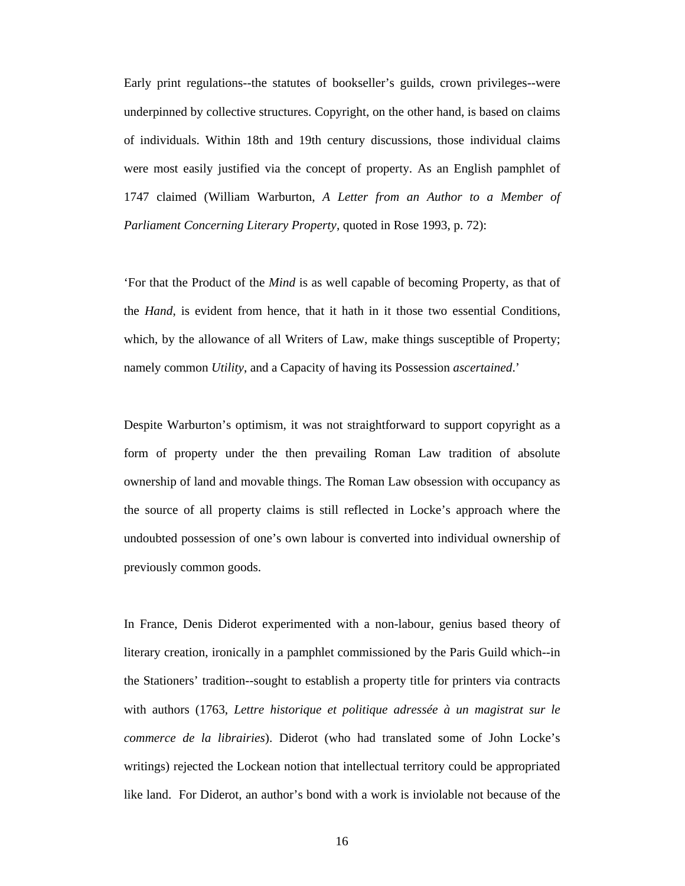Early print regulations--the statutes of bookseller's guilds, crown privileges--were underpinned by collective structures. Copyright, on the other hand, is based on claims of individuals. Within 18th and 19th century discussions, those individual claims were most easily justified via the concept of property. As an English pamphlet of 1747 claimed (William Warburton, *A Letter from an Author to a Member of Parliament Concerning Literary Property*, quoted in Rose 1993, p. 72):

'For that the Product of the *Mind* is as well capable of becoming Property, as that of the *Hand*, is evident from hence, that it hath in it those two essential Conditions, which, by the allowance of all Writers of Law, make things susceptible of Property; namely common *Utility*, and a Capacity of having its Possession *ascertained*.'

Despite Warburton's optimism, it was not straightforward to support copyright as a form of property under the then prevailing Roman Law tradition of absolute ownership of land and movable things. The Roman Law obsession with occupancy as the source of all property claims is still reflected in Locke's approach where the undoubted possession of one's own labour is converted into individual ownership of previously common goods.

In France, Denis Diderot experimented with a non-labour, genius based theory of literary creation, ironically in a pamphlet commissioned by the Paris Guild which--in the Stationers' tradition--sought to establish a property title for printers via contracts with authors (1763, *Lettre historique et politique adressée à un magistrat sur le commerce de la librairies*). Diderot (who had translated some of John Locke's writings) rejected the Lockean notion that intellectual territory could be appropriated like land. For Diderot, an author's bond with a work is inviolable not because of the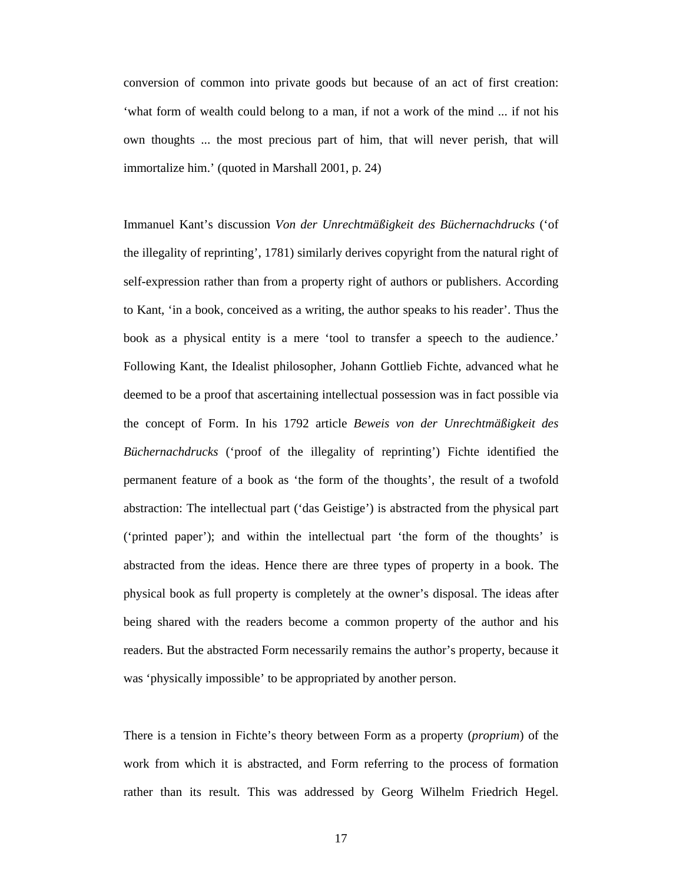conversion of common into private goods but because of an act of first creation: 'what form of wealth could belong to a man, if not a work of the mind ... if not his own thoughts ... the most precious part of him, that will never perish, that will immortalize him.' (quoted in Marshall 2001, p. 24)

Immanuel Kant's discussion *Von der Unrechtmäßigkeit des Büchernachdrucks* ('of the illegality of reprinting', 1781) similarly derives copyright from the natural right of self-expression rather than from a property right of authors or publishers. According to Kant, 'in a book, conceived as a writing, the author speaks to his reader'. Thus the book as a physical entity is a mere 'tool to transfer a speech to the audience.' Following Kant, the Idealist philosopher, Johann Gottlieb Fichte, advanced what he deemed to be a proof that ascertaining intellectual possession was in fact possible via the concept of Form. In his 1792 article *Beweis von der Unrechtmäßigkeit des Büchernachdrucks* ('proof of the illegality of reprinting') Fichte identified the permanent feature of a book as 'the form of the thoughts', the result of a twofold abstraction: The intellectual part ('das Geistige') is abstracted from the physical part ('printed paper'); and within the intellectual part 'the form of the thoughts' is abstracted from the ideas. Hence there are three types of property in a book. The physical book as full property is completely at the owner's disposal. The ideas after being shared with the readers become a common property of the author and his readers. But the abstracted Form necessarily remains the author's property, because it was 'physically impossible' to be appropriated by another person.

There is a tension in Fichte's theory between Form as a property (*proprium*) of the work from which it is abstracted, and Form referring to the process of formation rather than its result. This was addressed by Georg Wilhelm Friedrich Hegel.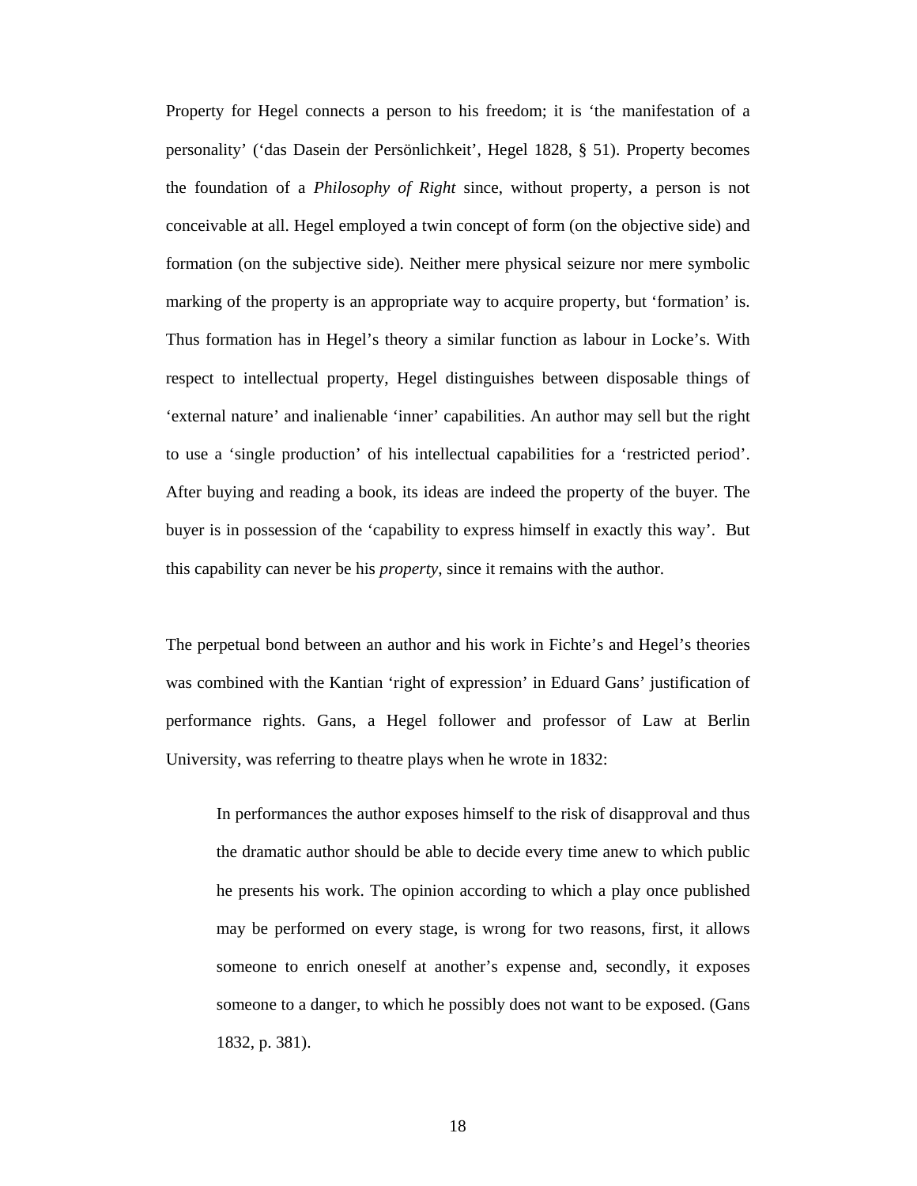Property for Hegel connects a person to his freedom; it is ‘the manifestation of a personality’ (‘das Dasein der Persönlichkeit’, Hegel 1828, § 51). Property becomes the foundation of a *Philosophy of Right* since, without property, a person is not conceivable at all. Hegel employed a twin concept of form (on the objective side) and formation (on the subjective side). Neither mere physical seizure nor mere symbolic marking of the property is an appropriate way to acquire property, but ‘formation’ is. Thus formation has in Hegel’s theory a similar function as labour in Locke’s. With respect to intellectual property, Hegel distinguishes between disposable things of ‘external nature’ and inalienable ‘inner’ capabilities. An author may sell but the right to use a ‘single production’ of his intellectual capabilities for a ‘restricted period’. After buying and reading a book, its ideas are indeed the property of the buyer. The buyer is in possession of the ‘capability to express himself in exactly this way’. But this capability can never be his *property*, since it remains with the author.

The perpetual bond between an author and his work in Fichte’s and Hegel’s theories was combined with the Kantian ‘right of expression’ in Eduard Gans’ justification of performance rights. Gans, a Hegel follower and professor of Law at Berlin University, was referring to theatre plays when he wrote in 1832:

> In performances the author exposes himself to the risk of disapproval and thus the dramatic author should be able to decide every time anew to which public he presents his work. The opinion according to which a play once published may be performed on every stage, is wrong for two reasons, first, it allows someone to enrich oneself at another’s expense and, secondly, it exposes someone to a danger, to which he possibly does not want to be exposed. (Gans 1832, p. 381).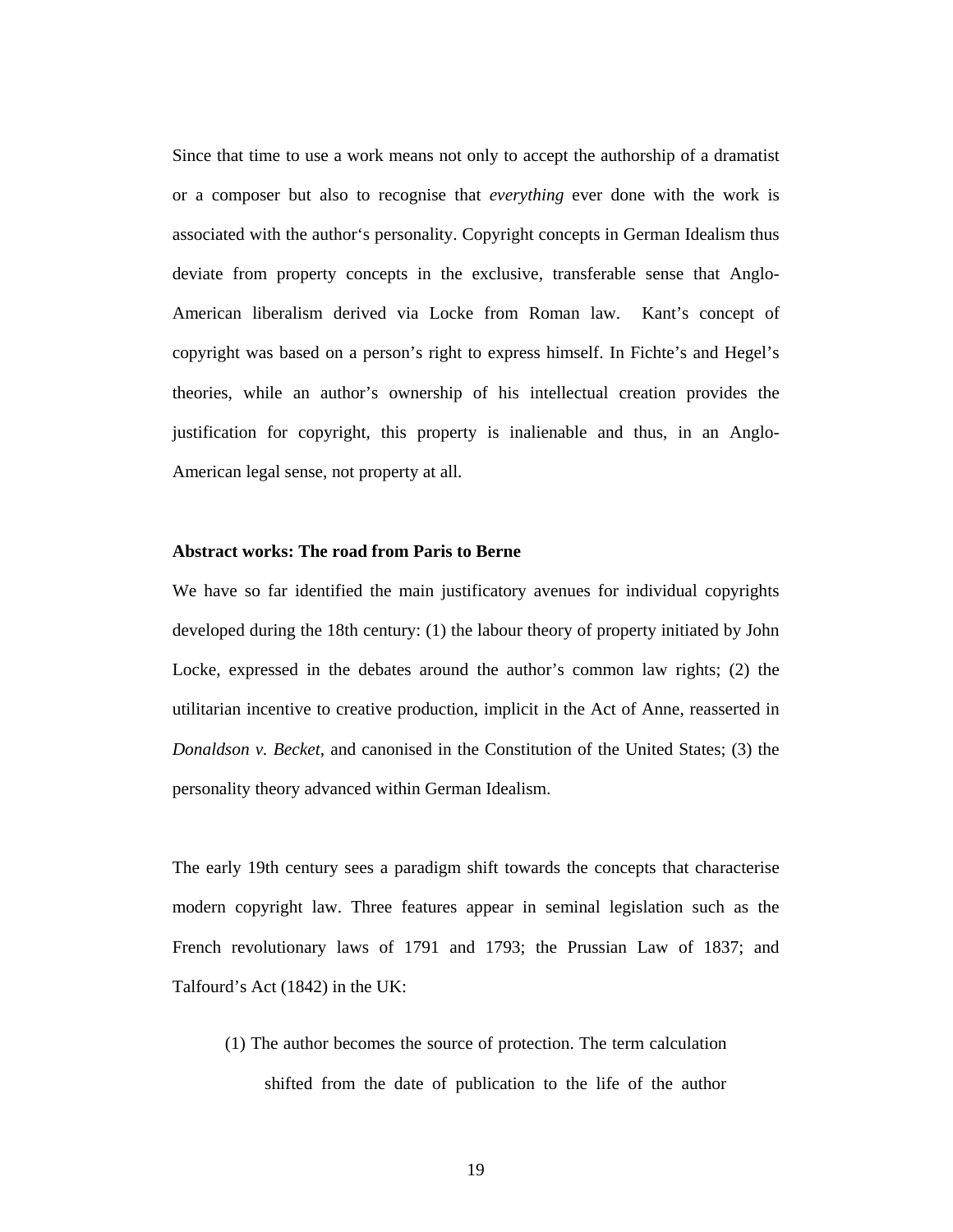Since that time to use a work means not only to accept the authorship of a dramatist or a composer but also to recognise that *everything* ever done with the work is associated with the author‘s personality. Copyright concepts in German Idealism thus deviate from property concepts in the exclusive, transferable sense that Anglo-American liberalism derived via Locke from Roman law. Kant’s concept of copyright was based on a person’s right to express himself. In Fichte’s and Hegel’s theories, while an author’s ownership of his intellectual creation provides the justification for copyright, this property is inalienable and thus, in an Anglo-American legal sense, not property at all.

**Abstract works: The road from Paris to Berne**

We have so far identified the main justificatory avenues for individual copyrights developed during the 18th century: (1) the labour theory of property initiated by John Locke, expressed in the debates around the author’s common law rights; (2) the utilitarian incentive to creative production, implicit in the Act of Anne, reasserted in *Donaldson v. Becket*, and canonised in the Constitution of the United States; (3) the personality theory advanced within German Idealism.

The early 19th century sees a paradigm shift towards the concepts that characterise modern copyright law. Three features appear in seminal legislation such as the French revolutionary laws of 1791 and 1793; the Prussian Law of 1837; and Talfourd’s Act (1842) in the UK:

(1) The author becomes the source of protection. The term calculation shifted from the date of publication to the life of the author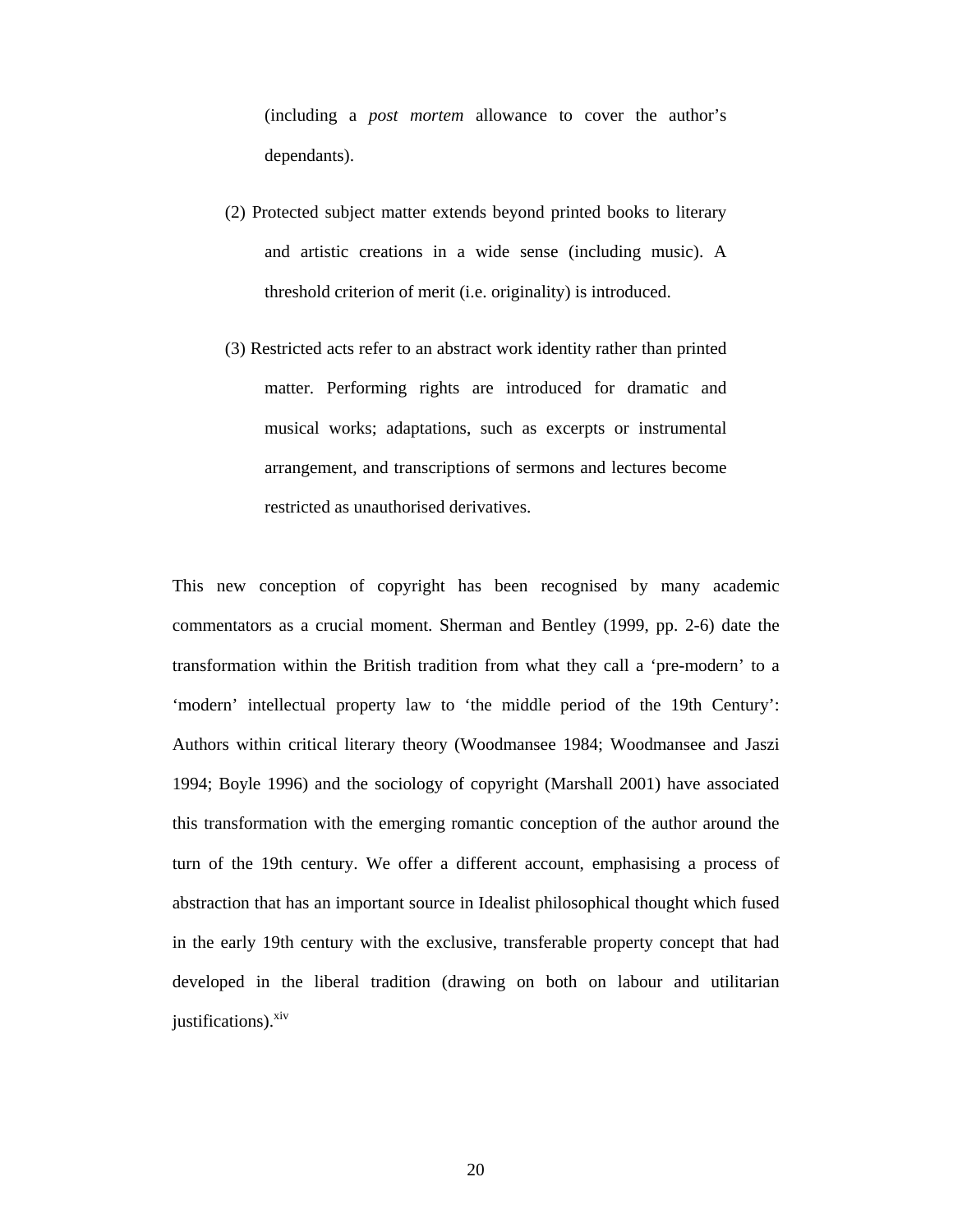(including a *post mortem* allowance to cover the author's dependants).

(2) Protected subject matter extends beyond printed books to literary and artistic creations in a wide sense (including music). A threshold criterion of merit (i.e. originality) is introduced.

(3) Restricted acts refer to an abstract work identity rather than printed matter. Performing rights are introduced for dramatic and musical works; adaptations, such as excerpts or instrumental arrangement, and transcriptions of sermons and lectures become restricted as unauthorised derivatives.

This new conception of copyright has been recognised by many academic commentators as a crucial moment. Sherman and Bentley (1999, pp. 2-6) date the transformation within the British tradition from what they call a 'pre-modern' to a 'modern' intellectual property law to 'the middle period of the 19th Century': Authors within critical literary theory (Woodmansee 1984; Woodmansee and Jaszi 1994; Boyle 1996) and the sociology of copyright (Marshall 2001) have associated this transformation with the emerging romantic conception of the author around the turn of the 19th century. We offer a different account, emphasising a process of abstraction that has an important source in Idealist philosophical thought which fused in the early 19th century with the exclusive, transferable property concept that had developed in the liberal tradition (drawing on both on labour and utilitarian justifications).[xiv]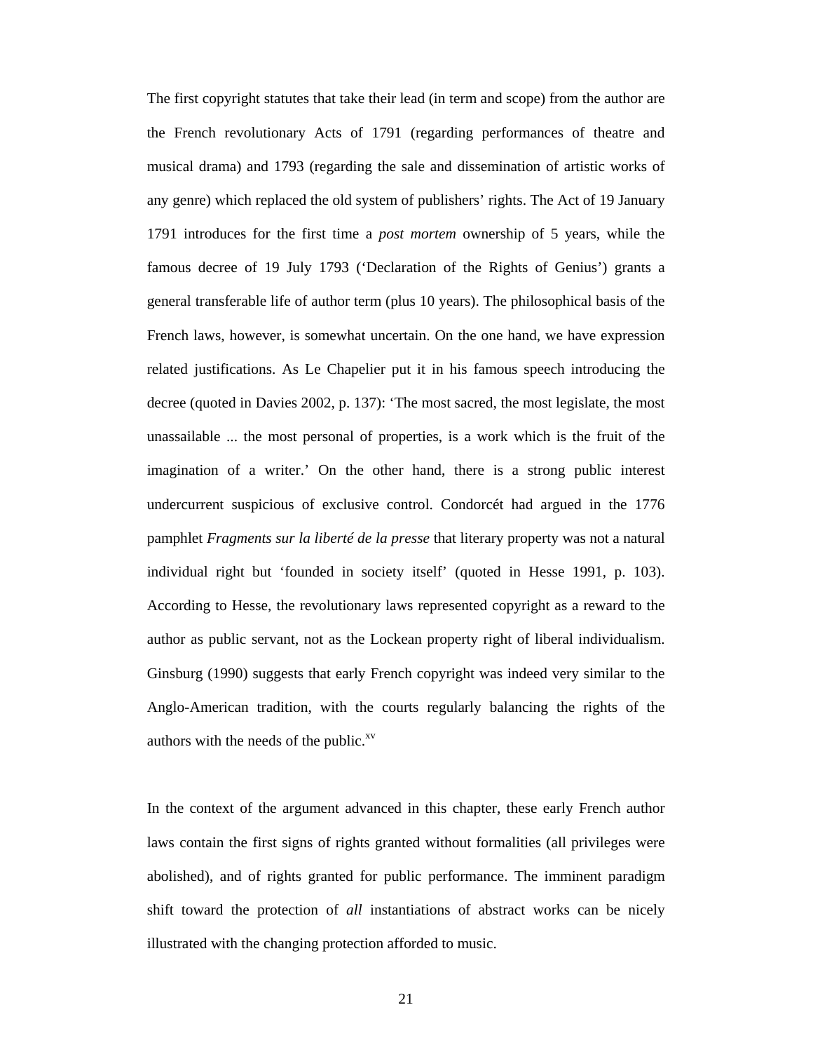The first copyright statutes that take their lead (in term and scope) from the author are the French revolutionary Acts of 1791 (regarding performances of theatre and musical drama) and 1793 (regarding the sale and dissemination of artistic works of any genre) which replaced the old system of publishers' rights. The Act of 19 January 1791 introduces for the first time a *post mortem* ownership of 5 years, while the famous decree of 19 July 1793 ('Declaration of the Rights of Genius') grants a general transferable life of author term (plus 10 years). The philosophical basis of the French laws, however, is somewhat uncertain. On the one hand, we have expression related justifications. As Le Chapelier put it in his famous speech introducing the decree (quoted in Davies 2002, p. 137): 'The most sacred, the most legislate, the most unassailable ... the most personal of properties, is a work which is the fruit of the imagination of a writer.' On the other hand, there is a strong public interest undercurrent suspicious of exclusive control. Condorcét had argued in the 1776 pamphlet *Fragments sur la liberté de la presse* that literary property was not a natural individual right but 'founded in society itself' (quoted in Hesse 1991, p. 103). According to Hesse, the revolutionary laws represented copyright as a reward to the author as public servant, not as the Lockean property right of liberal individualism. Ginsburg (1990) suggests that early French copyright was indeed very similar to the Anglo-American tradition, with the courts regularly balancing the rights of the authors with the needs of the public.[xv]

In the context of the argument advanced in this chapter, these early French author laws contain the first signs of rights granted without formalities (all privileges were abolished), and of rights granted for public performance. The imminent paradigm shift toward the protection of *all* instantiations of abstract works can be nicely illustrated with the changing protection afforded to music.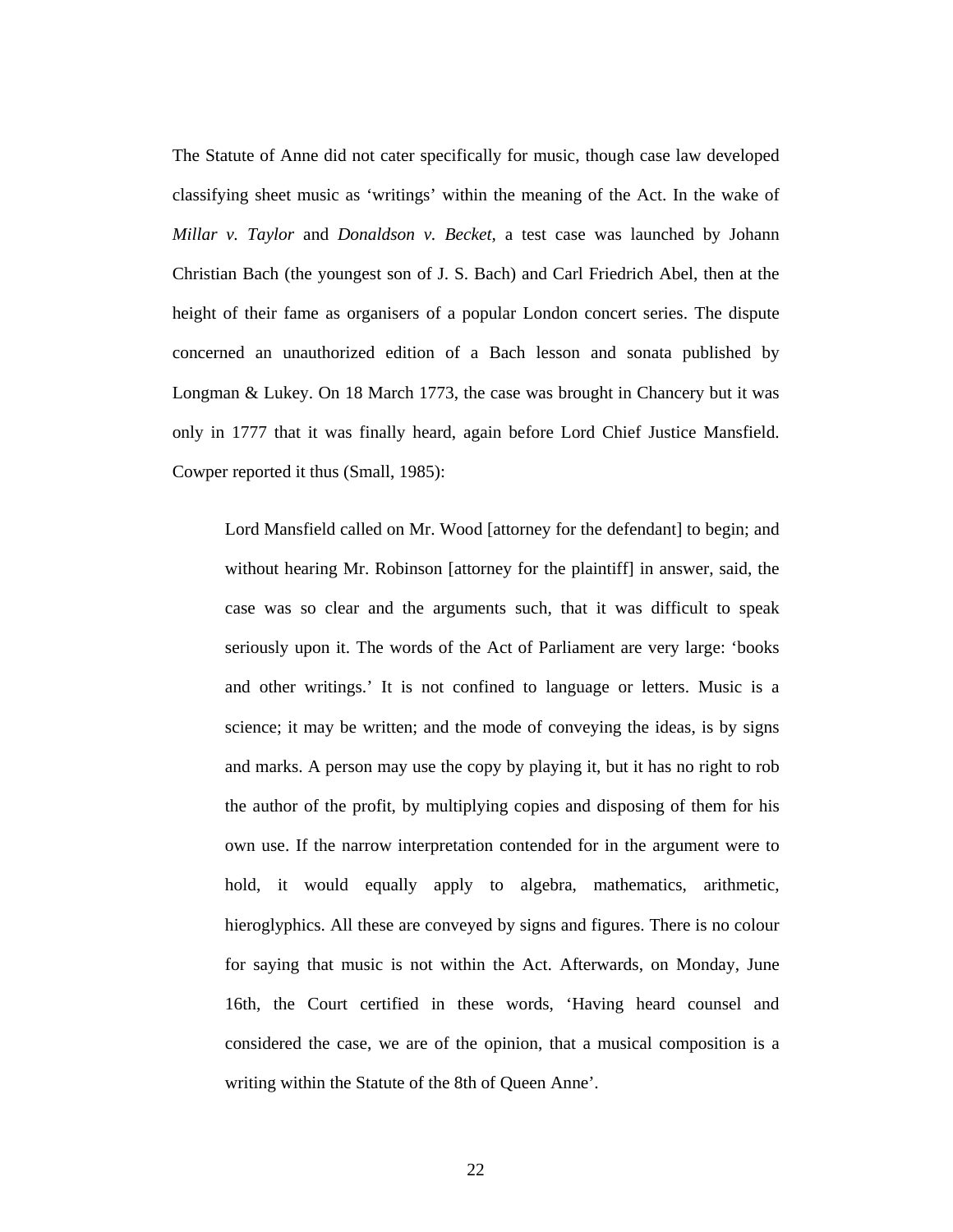The Statute of Anne did not cater specifically for music, though case law developed classifying sheet music as 'writings' within the meaning of the Act. In the wake of *Millar v. Taylor* and *Donaldson v. Becket*, a test case was launched by Johann Christian Bach (the youngest son of J. S. Bach) and Carl Friedrich Abel, then at the height of their fame as organisers of a popular London concert series. The dispute concerned an unauthorized edition of a Bach lesson and sonata published by Longman & Lukey. On 18 March 1773, the case was brought in Chancery but it was only in 1777 that it was finally heard, again before Lord Chief Justice Mansfield. Cowper reported it thus (Small, 1985):

> Lord Mansfield called on Mr. Wood [attorney for the defendant] to begin; and without hearing Mr. Robinson [attorney for the plaintiff] in answer, said, the case was so clear and the arguments such, that it was difficult to speak seriously upon it. The words of the Act of Parliament are very large: 'books and other writings.' It is not confined to language or letters. Music is a science; it may be written; and the mode of conveying the ideas, is by signs and marks. A person may use the copy by playing it, but it has no right to rob the author of the profit, by multiplying copies and disposing of them for his own use. If the narrow interpretation contended for in the argument were to hold, it would equally apply to algebra, mathematics, arithmetic, hieroglyphics. All these are conveyed by signs and figures. There is no colour for saying that music is not within the Act. Afterwards, on Monday, June 16th, the Court certified in these words, 'Having heard counsel and considered the case, we are of the opinion, that a musical composition is a writing within the Statute of the 8th of Queen Anne'.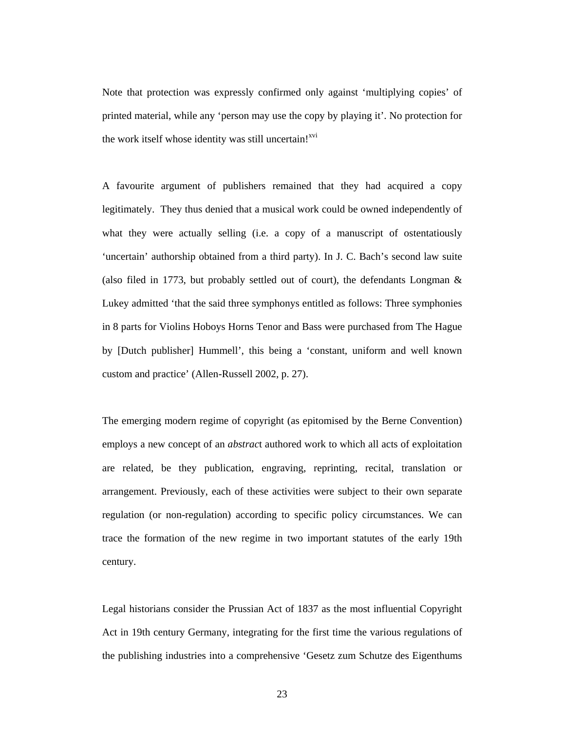Note that protection was expressly confirmed only against ‘multiplying copies’ of printed material, while any ‘person may use the copy by playing it’. No protection for the work itself whose identity was still uncertain![xvi]

A favourite argument of publishers remained that they had acquired a copy legitimately. They thus denied that a musical work could be owned independently of what they were actually selling (i.e. a copy of a manuscript of ostentatiously ‘uncertain’ authorship obtained from a third party). In J. C. Bach’s second law suite (also filed in 1773, but probably settled out of court), the defendants Longman & Lukey admitted ‘that the said three symphonys entitled as follows: Three symphonies in 8 parts for Violins Hoboys Horns Tenor and Bass were purchased from The Hague by [Dutch publisher] Hummell’, this being a ‘constant, uniform and well known custom and practice’ (Allen-Russell 2002, p. 27).

The emerging modern regime of copyright (as epitomised by the Berne Convention) employs a new concept of an *abstract* authored work to which all acts of exploitation are related, be they publication, engraving, reprinting, recital, translation or arrangement. Previously, each of these activities were subject to their own separate regulation (or non-regulation) according to specific policy circumstances. We can trace the formation of the new regime in two important statutes of the early 19th century.

Legal historians consider the Prussian Act of 1837 as the most influential Copyright Act in 19th century Germany, integrating for the first time the various regulations of the publishing industries into a comprehensive ‘Gesetz zum Schutze des Eigenthums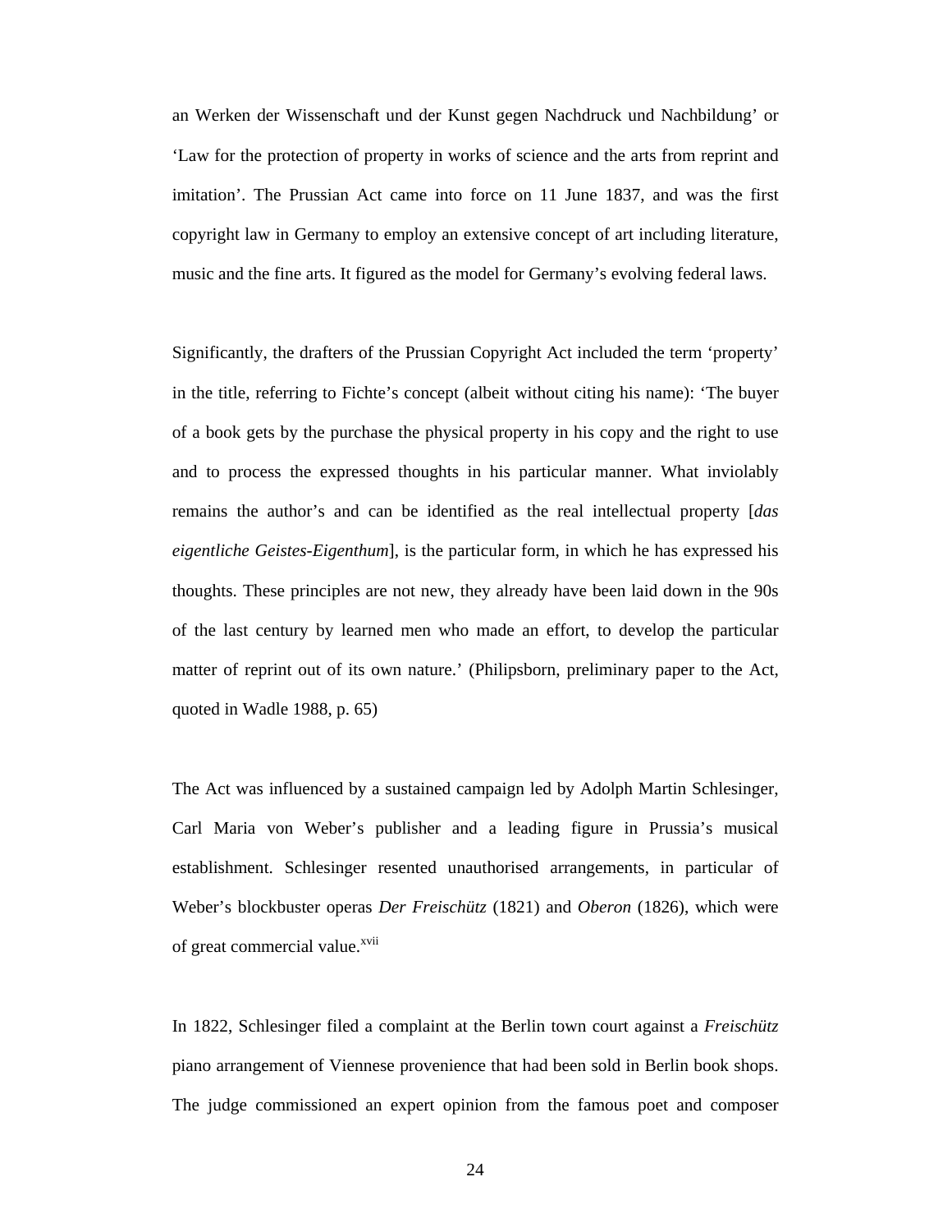an Werken der Wissenschaft und der Kunst gegen Nachdruck und Nachbildung' or 'Law for the protection of property in works of science and the arts from reprint and imitation'. The Prussian Act came into force on 11 June 1837, and was the first copyright law in Germany to employ an extensive concept of art including literature, music and the fine arts. It figured as the model for Germany's evolving federal laws.

Significantly, the drafters of the Prussian Copyright Act included the term 'property' in the title, referring to Fichte's concept (albeit without citing his name): 'The buyer of a book gets by the purchase the physical property in his copy and the right to use and to process the expressed thoughts in his particular manner. What inviolably remains the author's and can be identified as the real intellectual property [*das eigentliche Geistes-Eigenthum*], is the particular form, in which he has expressed his thoughts. These principles are not new, they already have been laid down in the 90s of the last century by learned men who made an effort, to develop the particular matter of reprint out of its own nature.' (Philipsborn, preliminary paper to the Act, quoted in Wadle 1988, p. 65)

The Act was influenced by a sustained campaign led by Adolph Martin Schlesinger, Carl Maria von Weber's publisher and a leading figure in Prussia's musical establishment. Schlesinger resented unauthorised arrangements, in particular of Weber's blockbuster operas *Der Freischütz* (1821) and *Oberon* (1826), which were of great commercial value.[xvii]

In 1822, Schlesinger filed a complaint at the Berlin town court against a *Freischütz* piano arrangement of Viennese provenience that had been sold in Berlin book shops. The judge commissioned an expert opinion from the famous poet and composer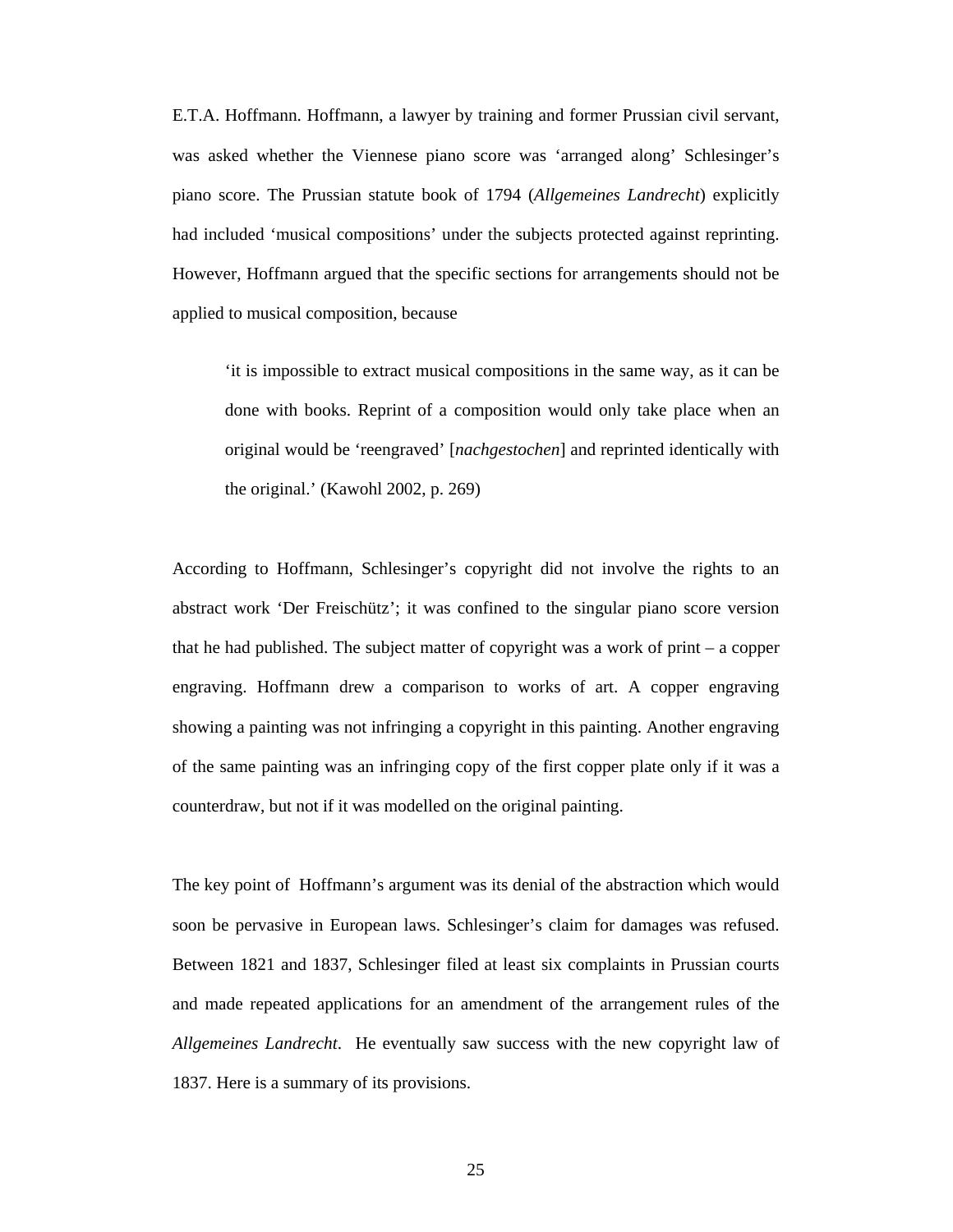E.T.A. Hoffmann. Hoffmann, a lawyer by training and former Prussian civil servant, was asked whether the Viennese piano score was 'arranged along' Schlesinger's piano score. The Prussian statute book of 1794 (*Allgemeines Landrecht*) explicitly had included 'musical compositions' under the subjects protected against reprinting. However, Hoffmann argued that the specific sections for arrangements should not be applied to musical composition, because

> 'it is impossible to extract musical compositions in the same way, as it can be done with books. Reprint of a composition would only take place when an original would be 'reengraved' [*nachgestochen*] and reprinted identically with the original.' (Kawohl 2002, p. 269)

According to Hoffmann, Schlesinger's copyright did not involve the rights to an abstract work 'Der Freischütz'; it was confined to the singular piano score version that he had published. The subject matter of copyright was a work of print – a copper engraving. Hoffmann drew a comparison to works of art. A copper engraving showing a painting was not infringing a copyright in this painting. Another engraving of the same painting was an infringing copy of the first copper plate only if it was a counterdraw, but not if it was modelled on the original painting.

The key point of Hoffmann's argument was its denial of the abstraction which would soon be pervasive in European laws. Schlesinger's claim for damages was refused. Between 1821 and 1837, Schlesinger filed at least six complaints in Prussian courts and made repeated applications for an amendment of the arrangement rules of the *Allgemeines Landrecht*. He eventually saw success with the new copyright law of 1837. Here is a summary of its provisions.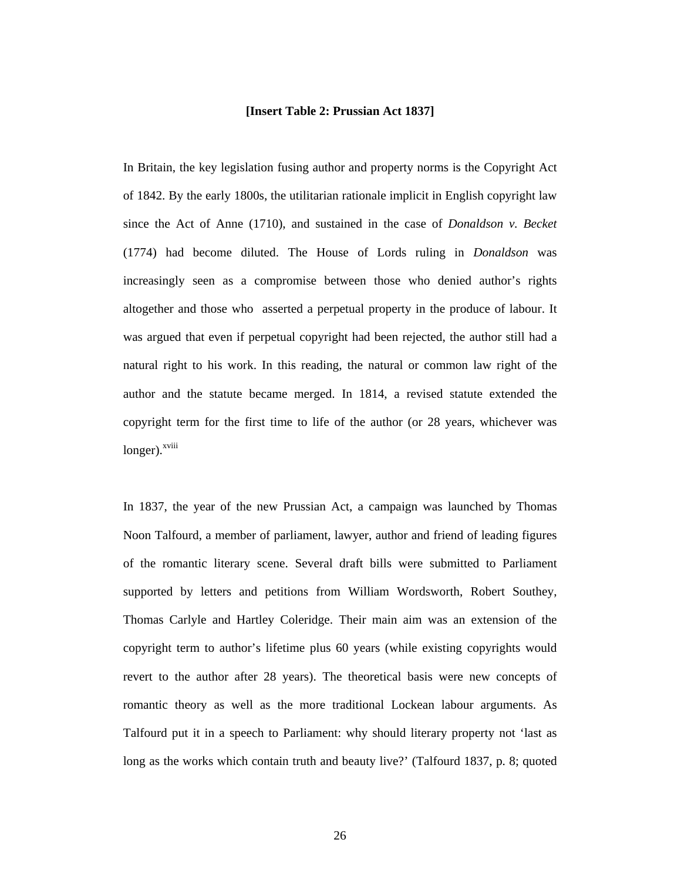**[Insert Table 2: Prussian Act 1837]**

In Britain, the key legislation fusing author and property norms is the Copyright Act of 1842. By the early 1800s, the utilitarian rationale implicit in English copyright law since the Act of Anne (1710), and sustained in the case of *Donaldson v. Becket* (1774) had become diluted. The House of Lords ruling in *Donaldson* was increasingly seen as a compromise between those who denied author's rights altogether and those who asserted a perpetual property in the produce of labour. It was argued that even if perpetual copyright had been rejected, the author still had a natural right to his work. In this reading, the natural or common law right of the author and the statute became merged. In 1814, a revised statute extended the copyright term for the first time to life of the author (or 28 years, whichever was longer).[xviii]

In 1837, the year of the new Prussian Act, a campaign was launched by Thomas Noon Talfourd, a member of parliament, lawyer, author and friend of leading figures of the romantic literary scene. Several draft bills were submitted to Parliament supported by letters and petitions from William Wordsworth, Robert Southey, Thomas Carlyle and Hartley Coleridge. Their main aim was an extension of the copyright term to author's lifetime plus 60 years (while existing copyrights would revert to the author after 28 years). The theoretical basis were new concepts of romantic theory as well as the more traditional Lockean labour arguments. As Talfourd put it in a speech to Parliament: why should literary property not 'last as long as the works which contain truth and beauty live?' (Talfourd 1837, p. 8; quoted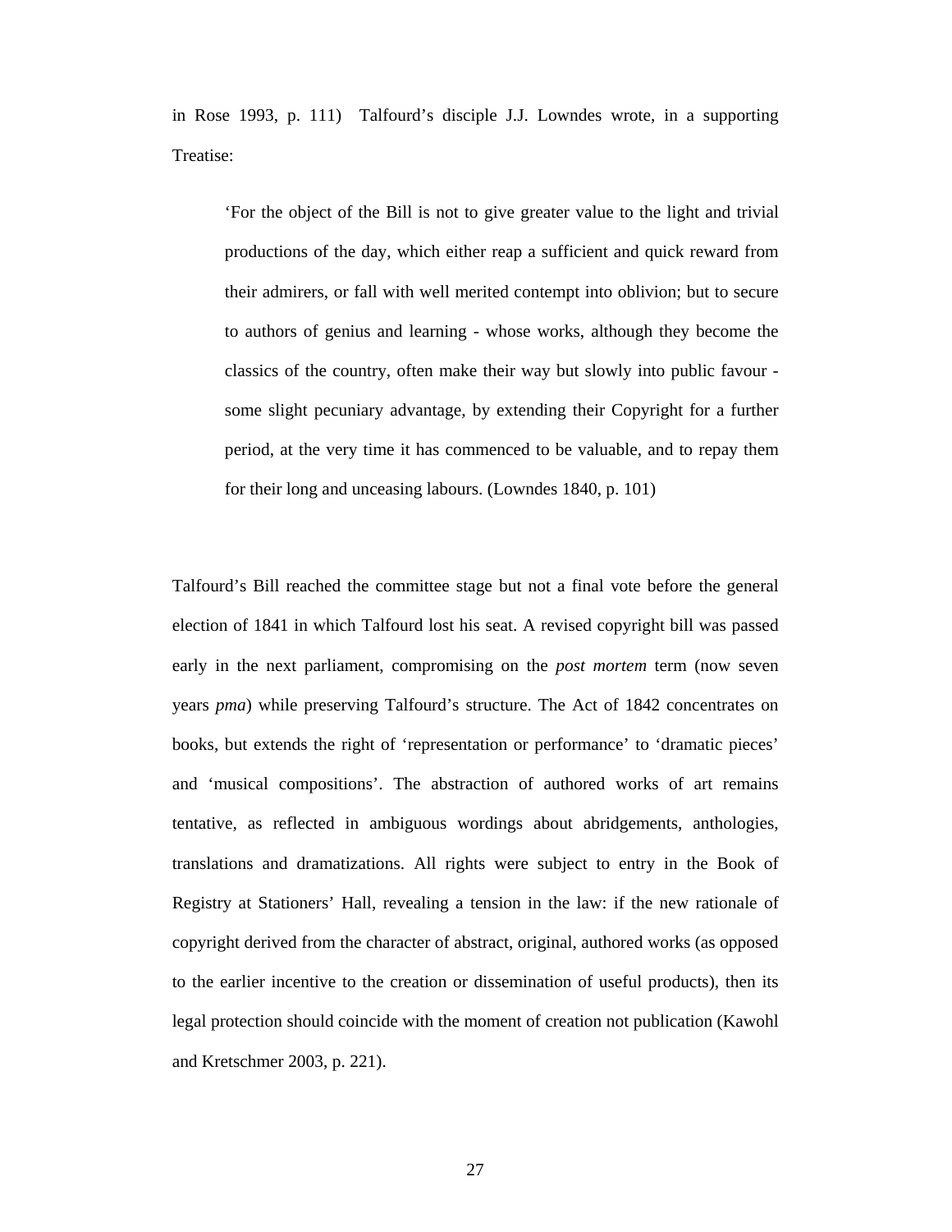in Rose 1993, p. 111) Talfourd's disciple J.J. Lowndes wrote, in a supporting Treatise:

> 'For the object of the Bill is not to give greater value to the light and trivial productions of the day, which either reap a sufficient and quick reward from their admirers, or fall with well merited contempt into oblivion; but to secure to authors of genius and learning - whose works, although they become the classics of the country, often make their way but slowly into public favour - some slight pecuniary advantage, by extending their Copyright for a further period, at the very time it has commenced to be valuable, and to repay them for their long and unceasing labours. (Lowndes 1840, p. 101)

Talfourd's Bill reached the committee stage but not a final vote before the general election of 1841 in which Talfourd lost his seat. A revised copyright bill was passed early in the next parliament, compromising on the *post mortem* term (now seven years *pma*) while preserving Talfourd's structure. The Act of 1842 concentrates on books, but extends the right of 'representation or performance' to 'dramatic pieces' and 'musical compositions'. The abstraction of authored works of art remains tentative, as reflected in ambiguous wordings about abridgements, anthologies, translations and dramatizations. All rights were subject to entry in the Book of Registry at Stationers' Hall, revealing a tension in the law: if the new rationale of copyright derived from the character of abstract, original, authored works (as opposed to the earlier incentive to the creation or dissemination of useful products), then its legal protection should coincide with the moment of creation not publication (Kawohl and Kretschmer 2003, p. 221).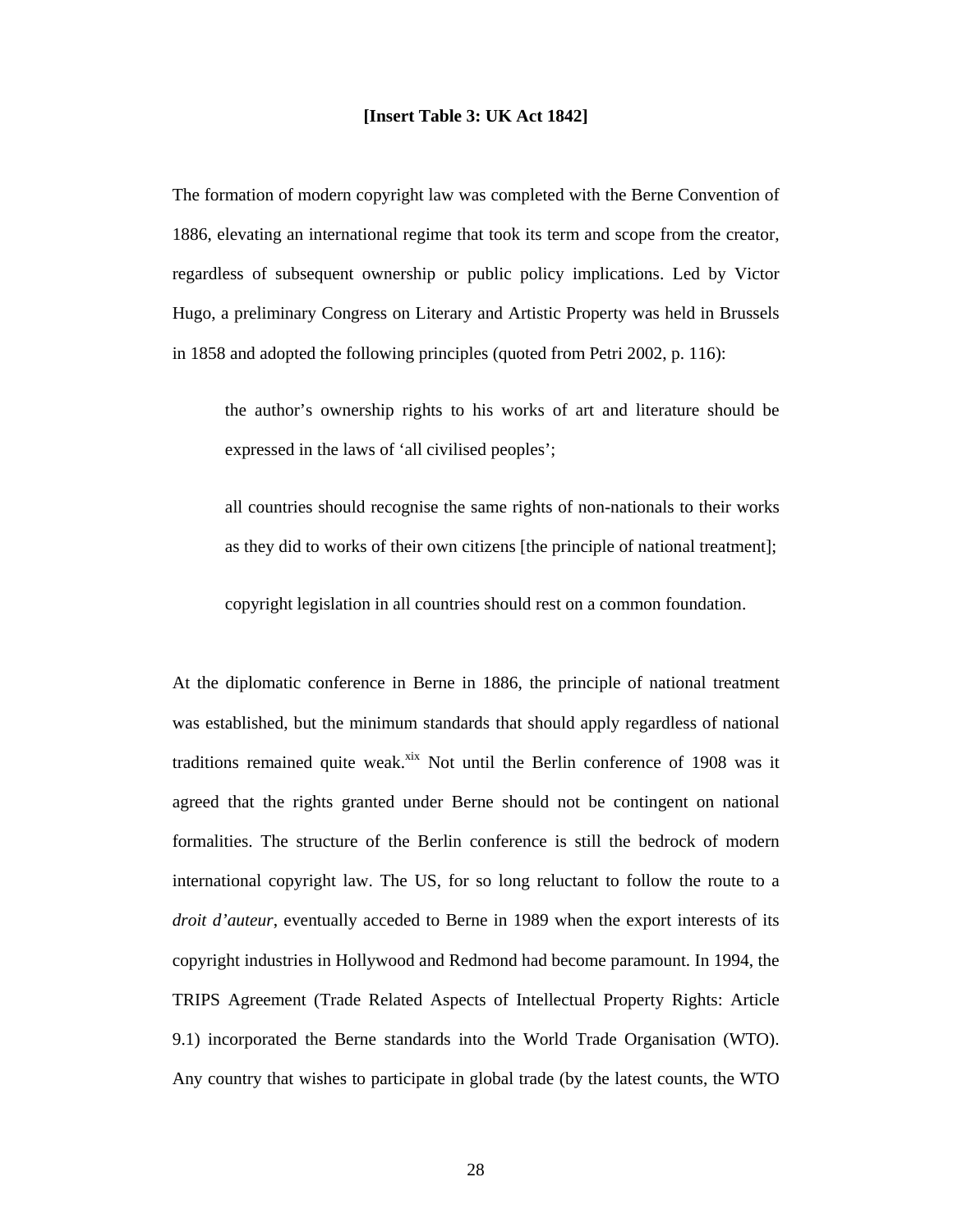**[Insert Table 3: UK Act 1842]**

The formation of modern copyright law was completed with the Berne Convention of 1886, elevating an international regime that took its term and scope from the creator, regardless of subsequent ownership or public policy implications. Led by Victor Hugo, a preliminary Congress on Literary and Artistic Property was held in Brussels in 1858 and adopted the following principles (quoted from Petri 2002, p. 116):

> the author's ownership rights to his works of art and literature should be expressed in the laws of 'all civilised peoples';
>
> all countries should recognise the same rights of non-nationals to their works as they did to works of their own citizens [the principle of national treatment];
>
> copyright legislation in all countries should rest on a common foundation.

At the diplomatic conference in Berne in 1886, the principle of national treatment was established, but the minimum standards that should apply regardless of national traditions remained quite weak.[xix] Not until the Berlin conference of 1908 was it agreed that the rights granted under Berne should not be contingent on national formalities. The structure of the Berlin conference is still the bedrock of modern international copyright law. The US, for so long reluctant to follow the route to a *droit d'auteur*, eventually acceded to Berne in 1989 when the export interests of its copyright industries in Hollywood and Redmond had become paramount. In 1994, the TRIPS Agreement (Trade Related Aspects of Intellectual Property Rights: Article 9.1) incorporated the Berne standards into the World Trade Organisation (WTO). Any country that wishes to participate in global trade (by the latest counts, the WTO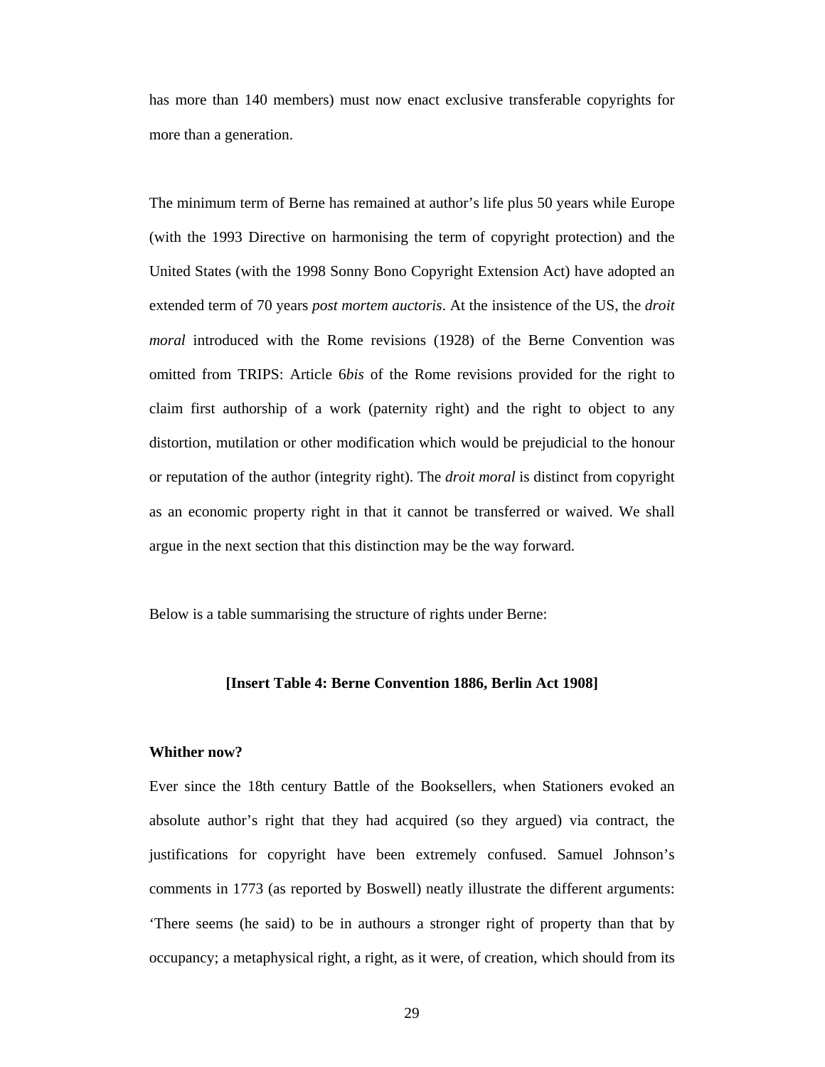has more than 140 members) must now enact exclusive transferable copyrights for more than a generation.

The minimum term of Berne has remained at author's life plus 50 years while Europe (with the 1993 Directive on harmonising the term of copyright protection) and the United States (with the 1998 Sonny Bono Copyright Extension Act) have adopted an extended term of 70 years *post mortem auctoris*. At the insistence of the US, the *droit moral* introduced with the Rome revisions (1928) of the Berne Convention was omitted from TRIPS: Article 6*bis* of the Rome revisions provided for the right to claim first authorship of a work (paternity right) and the right to object to any distortion, mutilation or other modification which would be prejudicial to the honour or reputation of the author (integrity right). The *droit moral* is distinct from copyright as an economic property right in that it cannot be transferred or waived. We shall argue in the next section that this distinction may be the way forward.

Below is a table summarising the structure of rights under Berne:

**[Insert Table 4: Berne Convention 1886, Berlin Act 1908]**

**Whither now?**

Ever since the 18th century Battle of the Booksellers, when Stationers evoked an absolute author's right that they had acquired (so they argued) via contract, the justifications for copyright have been extremely confused. Samuel Johnson's comments in 1773 (as reported by Boswell) neatly illustrate the different arguments: 'There seems (he said) to be in authours a stronger right of property than that by occupancy; a metaphysical right, a right, as it were, of creation, which should from its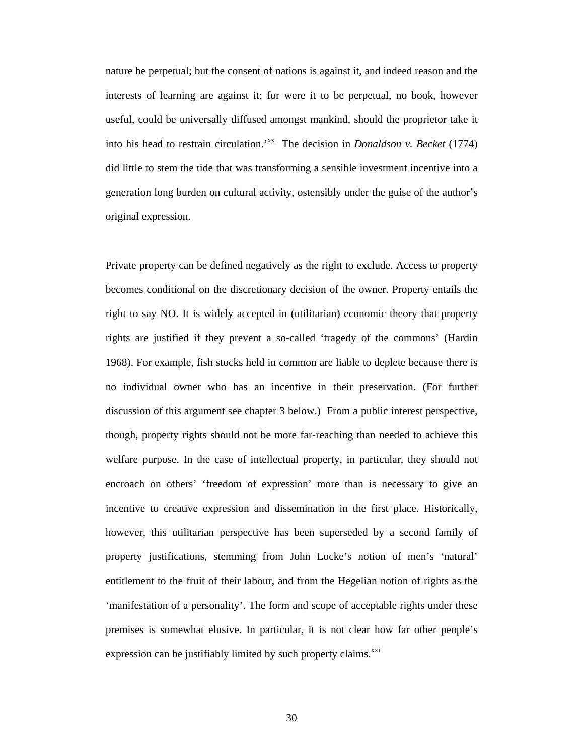nature be perpetual; but the consent of nations is against it, and indeed reason and the interests of learning are against it; for were it to be perpetual, no book, however useful, could be universally diffused amongst mankind, should the proprietor take it into his head to restrain circulation.'[xx] The decision in *Donaldson v. Becket* (1774) did little to stem the tide that was transforming a sensible investment incentive into a generation long burden on cultural activity, ostensibly under the guise of the author's original expression.

Private property can be defined negatively as the right to exclude. Access to property becomes conditional on the discretionary decision of the owner. Property entails the right to say NO. It is widely accepted in (utilitarian) economic theory that property rights are justified if they prevent a so-called 'tragedy of the commons' (Hardin 1968). For example, fish stocks held in common are liable to deplete because there is no individual owner who has an incentive in their preservation. (For further discussion of this argument see chapter 3 below.) From a public interest perspective, though, property rights should not be more far-reaching than needed to achieve this welfare purpose. In the case of intellectual property, in particular, they should not encroach on others' 'freedom of expression' more than is necessary to give an incentive to creative expression and dissemination in the first place. Historically, however, this utilitarian perspective has been superseded by a second family of property justifications, stemming from John Locke's notion of men's 'natural' entitlement to the fruit of their labour, and from the Hegelian notion of rights as the 'manifestation of a personality'. The form and scope of acceptable rights under these premises is somewhat elusive. In particular, it is not clear how far other people's expression can be justifiably limited by such property claims.[xxi]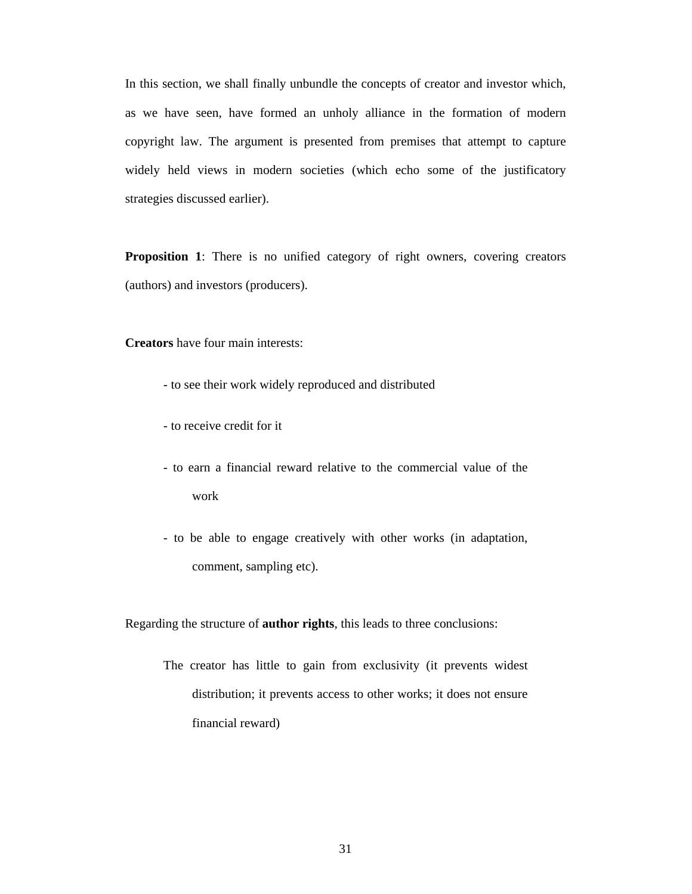In this section, we shall finally unbundle the concepts of creator and investor which, as we have seen, have formed an unholy alliance in the formation of modern copyright law. The argument is presented from premises that attempt to capture widely held views in modern societies (which echo some of the justificatory strategies discussed earlier).

**Proposition 1**: There is no unified category of right owners, covering creators (authors) and investors (producers).

**Creators** have four main interests:

- to see their work widely reproduced and distributed
- to receive credit for it
- to earn a financial reward relative to the commercial value of the work
- to be able to engage creatively with other works (in adaptation, comment, sampling etc).

Regarding the structure of **author rights**, this leads to three conclusions:

> The creator has little to gain from exclusivity (it prevents widest distribution; it prevents access to other works; it does not ensure financial reward)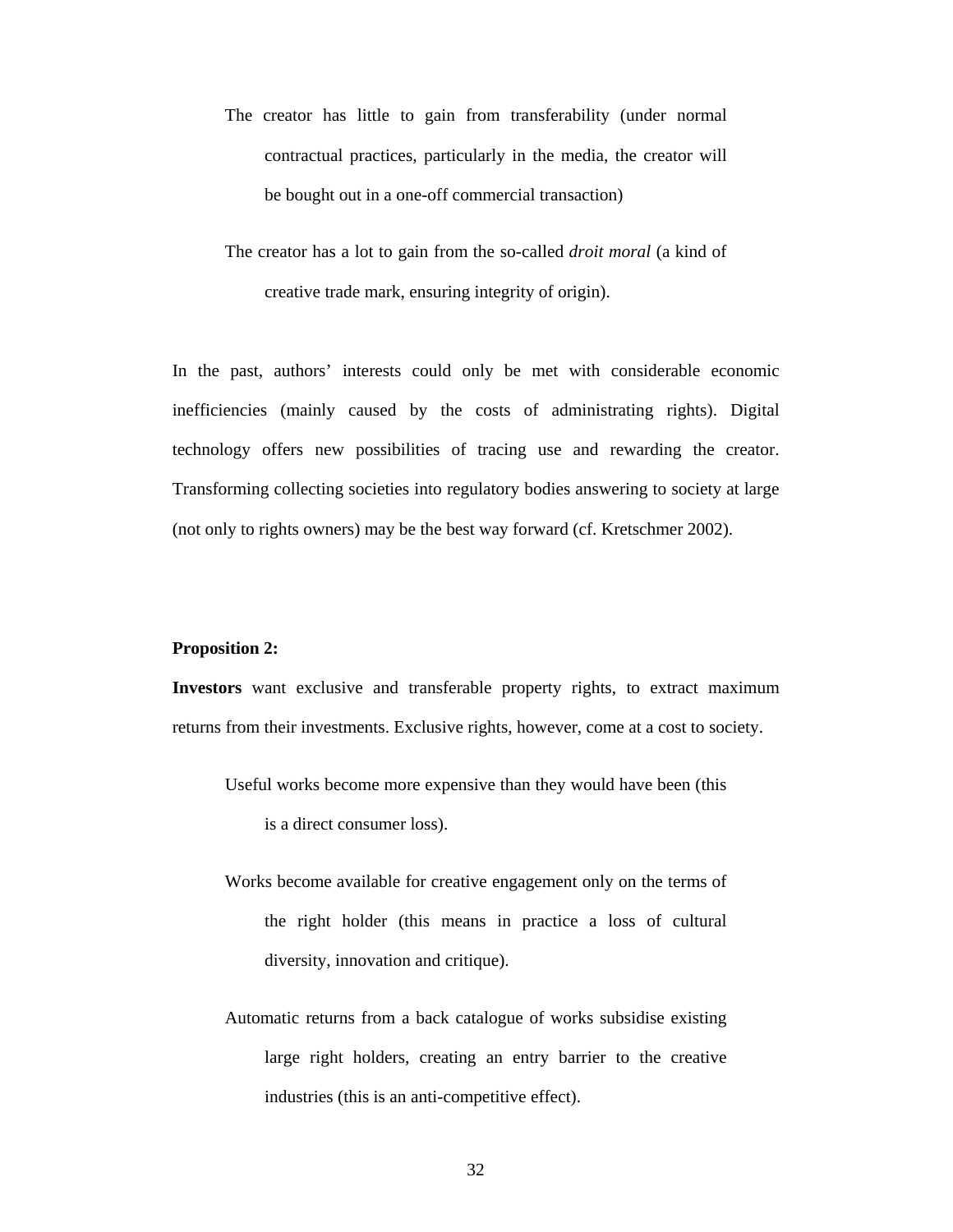The creator has little to gain from transferability (under normal contractual practices, particularly in the media, the creator will be bought out in a one-off commercial transaction)

The creator has a lot to gain from the so-called *droit moral* (a kind of creative trade mark, ensuring integrity of origin).

In the past, authors' interests could only be met with considerable economic inefficiencies (mainly caused by the costs of administrating rights). Digital technology offers new possibilities of tracing use and rewarding the creator. Transforming collecting societies into regulatory bodies answering to society at large (not only to rights owners) may be the best way forward (cf. Kretschmer 2002).

**Proposition 2:**

**Investors** want exclusive and transferable property rights, to extract maximum returns from their investments. Exclusive rights, however, come at a cost to society.

Useful works become more expensive than they would have been (this is a direct consumer loss).

Works become available for creative engagement only on the terms of the right holder (this means in practice a loss of cultural diversity, innovation and critique).

Automatic returns from a back catalogue of works subsidise existing large right holders, creating an entry barrier to the creative industries (this is an anti-competitive effect).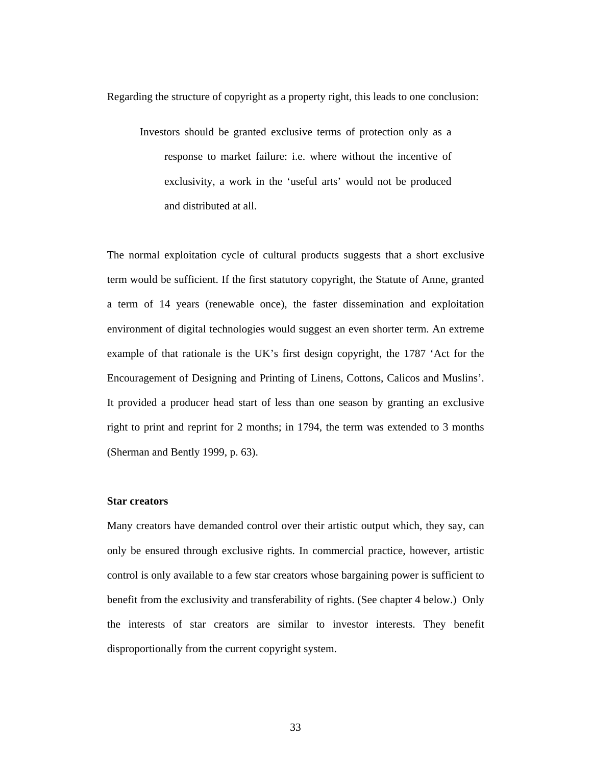Regarding the structure of copyright as a property right, this leads to one conclusion:

> Investors should be granted exclusive terms of protection only as a response to market failure: i.e. where without the incentive of exclusivity, a work in the 'useful arts' would not be produced and distributed at all.

The normal exploitation cycle of cultural products suggests that a short exclusive term would be sufficient. If the first statutory copyright, the Statute of Anne, granted a term of 14 years (renewable once), the faster dissemination and exploitation environment of digital technologies would suggest an even shorter term. An extreme example of that rationale is the UK's first design copyright, the 1787 'Act for the Encouragement of Designing and Printing of Linens, Cottons, Calicos and Muslins'. It provided a producer head start of less than one season by granting an exclusive right to print and reprint for 2 months; in 1794, the term was extended to 3 months (Sherman and Bently 1999, p. 63).

**Star creators**

Many creators have demanded control over their artistic output which, they say, can only be ensured through exclusive rights. In commercial practice, however, artistic control is only available to a few star creators whose bargaining power is sufficient to benefit from the exclusivity and transferability of rights. (See chapter 4 below.) Only the interests of star creators are similar to investor interests. They benefit disproportionally from the current copyright system.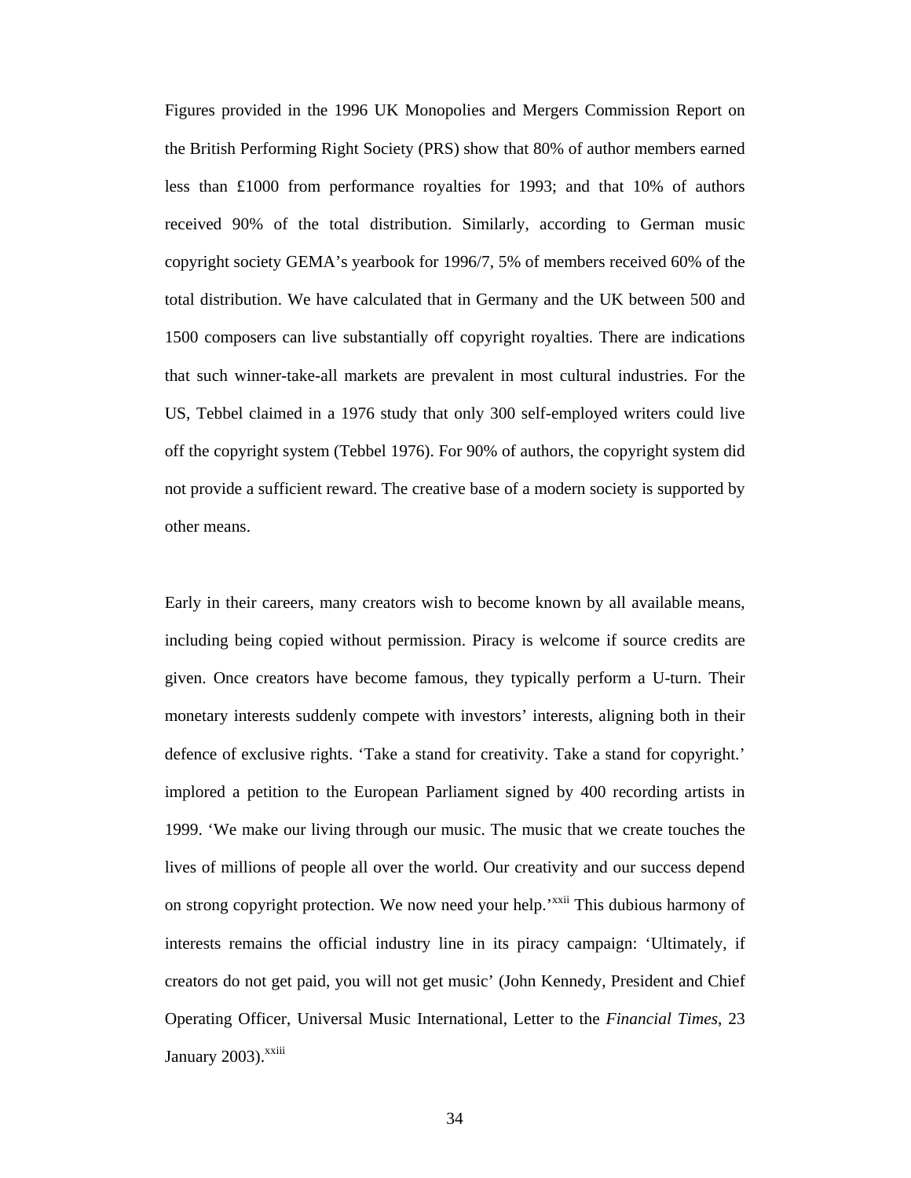Figures provided in the 1996 UK Monopolies and Mergers Commission Report on the British Performing Right Society (PRS) show that 80% of author members earned less than £1000 from performance royalties for 1993; and that 10% of authors received 90% of the total distribution. Similarly, according to German music copyright society GEMA's yearbook for 1996/7, 5% of members received 60% of the total distribution. We have calculated that in Germany and the UK between 500 and 1500 composers can live substantially off copyright royalties. There are indications that such winner-take-all markets are prevalent in most cultural industries. For the US, Tebbel claimed in a 1976 study that only 300 self-employed writers could live off the copyright system (Tebbel 1976). For 90% of authors, the copyright system did not provide a sufficient reward. The creative base of a modern society is supported by other means.

Early in their careers, many creators wish to become known by all available means, including being copied without permission. Piracy is welcome if source credits are given. Once creators have become famous, they typically perform a U-turn. Their monetary interests suddenly compete with investors' interests, aligning both in their defence of exclusive rights. 'Take a stand for creativity. Take a stand for copyright.' implored a petition to the European Parliament signed by 400 recording artists in 1999. 'We make our living through our music. The music that we create touches the lives of millions of people all over the world. Our creativity and our success depend on strong copyright protection. We now need your help.'[xxii] This dubious harmony of interests remains the official industry line in its piracy campaign: 'Ultimately, if creators do not get paid, you will not get music' (John Kennedy, President and Chief Operating Officer, Universal Music International, Letter to the *Financial Times*, 23 January 2003).[xxiii]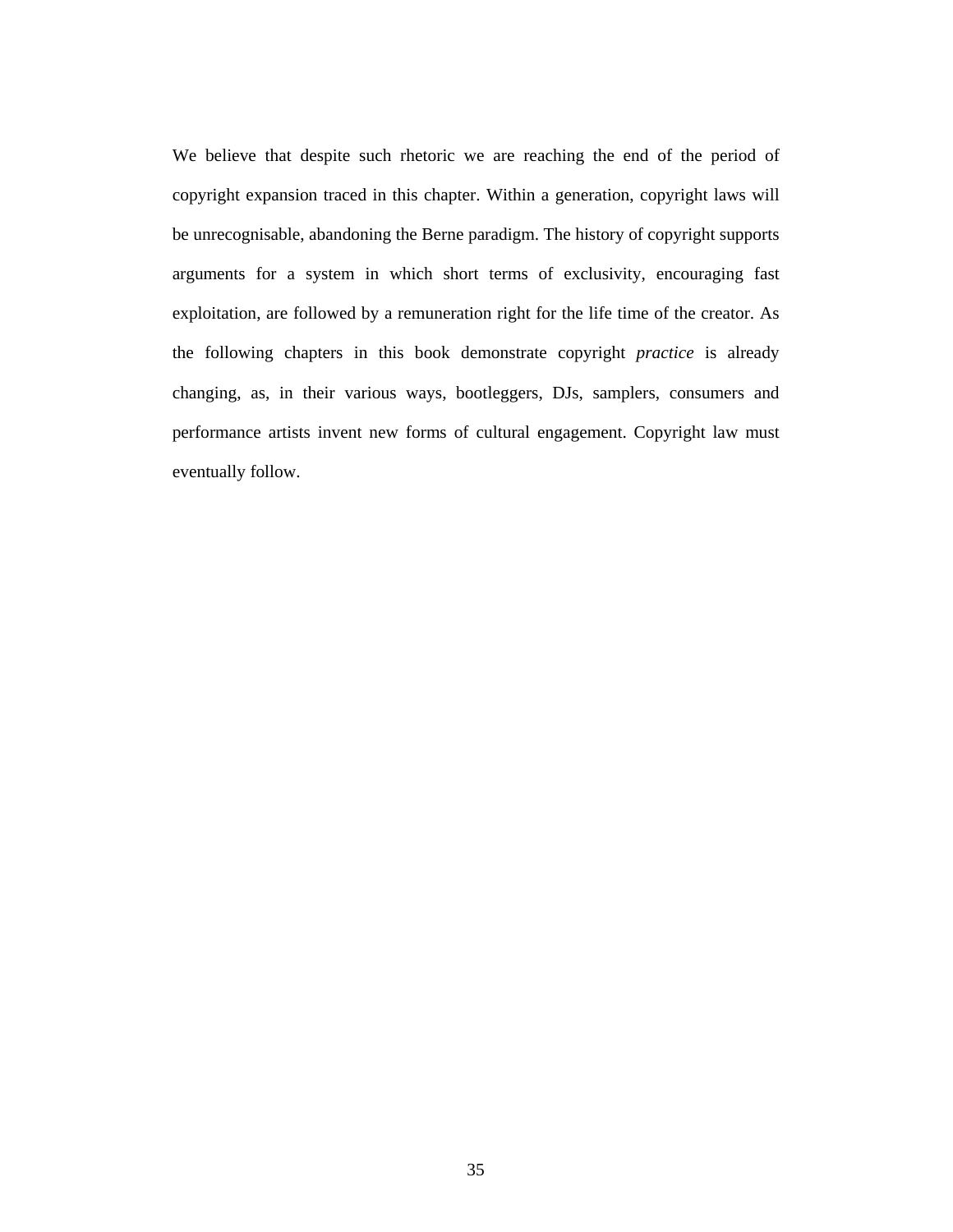We believe that despite such rhetoric we are reaching the end of the period of copyright expansion traced in this chapter. Within a generation, copyright laws will be unrecognisable, abandoning the Berne paradigm. The history of copyright supports arguments for a system in which short terms of exclusivity, encouraging fast exploitation, are followed by a remuneration right for the life time of the creator. As the following chapters in this book demonstrate copyright *practice* is already changing, as, in their various ways, bootleggers, DJs, samplers, consumers and performance artists invent new forms of cultural engagement. Copyright law must eventually follow.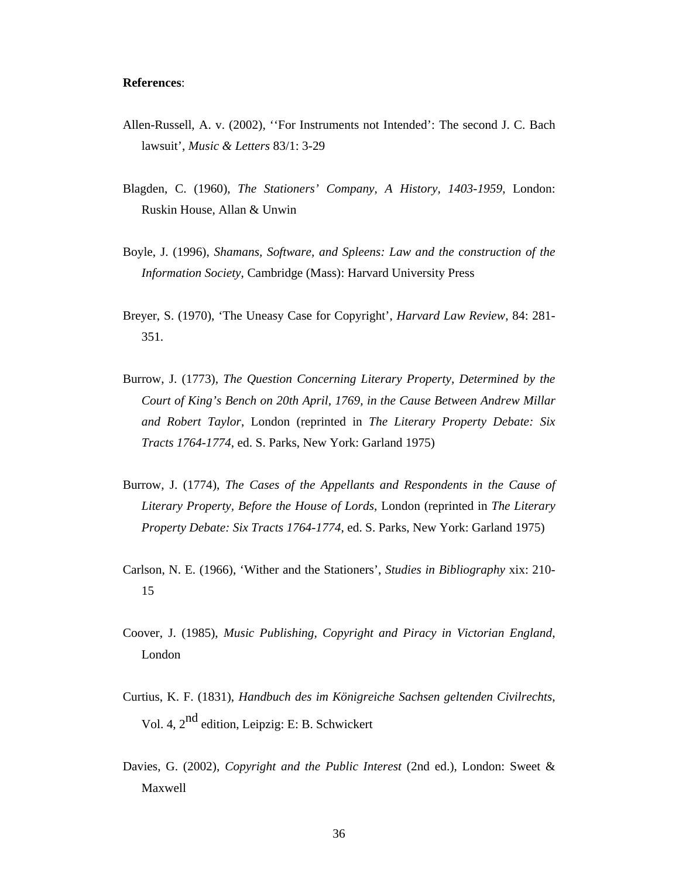**References**:

Allen-Russell, A. v. (2002), ‘‘For Instruments not Intended’: The second J. C. Bach lawsuit’, *Music & Letters* 83/1: 3-29

Blagden, C. (1960), *The Stationers’ Company, A History, 1403-1959*, London: Ruskin House, Allan & Unwin

Boyle, J. (1996), *Shamans, Software, and Spleens: Law and the construction of the Information Society*, Cambridge (Mass): Harvard University Press

Breyer, S. (1970), ‘The Uneasy Case for Copyright’, *Harvard Law Review*, 84: 281-351.

Burrow, J. (1773), *The Question Concerning Literary Property, Determined by the Court of King’s Bench on 20th April, 1769, in the Cause Between Andrew Millar and Robert Taylor*, London (reprinted in *The Literary Property Debate: Six Tracts 1764-1774*, ed. S. Parks, New York: Garland 1975)

Burrow, J. (1774), *The Cases of the Appellants and Respondents in the Cause of Literary Property, Before the House of Lords*, London (reprinted in *The Literary Property Debate: Six Tracts 1764-1774*, ed. S. Parks, New York: Garland 1975)

Carlson, N. E. (1966), ‘Wither and the Stationers’, *Studies in Bibliography* xix: 210-15

Coover, J. (1985), *Music Publishing, Copyright and Piracy in Victorian England*, London

Curtius, K. F. (1831), *Handbuch des im Königreiche Sachsen geltenden Civilrechts*, Vol. 4, 2nd edition, Leipzig: E: B. Schwickert

Davies, G. (2002), *Copyright and the Public Interest* (2nd ed.), London: Sweet & Maxwell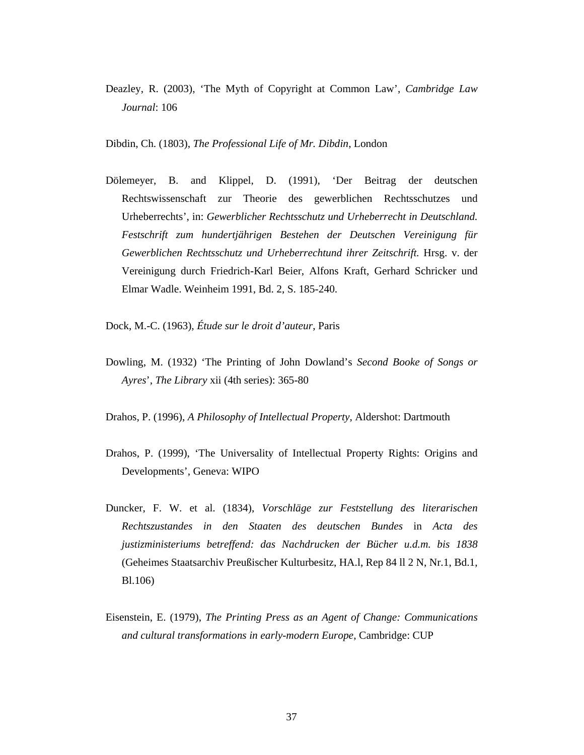Deazley, R. (2003), ‘The Myth of Copyright at Common Law’, *Cambridge Law Journal*: 106

Dibdin, Ch. (1803), *The Professional Life of Mr. Dibdin*, London

Dölemeyer, B. and Klippel, D. (1991), ‘Der Beitrag der deutschen Rechtswissenschaft zur Theorie des gewerblichen Rechtsschutzes und Urheberrechts’, in: *Gewerblicher Rechtsschutz und Urheberrecht in Deutschland. Festschrift zum hundertjährigen Bestehen der Deutschen Vereinigung für Gewerblichen Rechtsschutz und Urheberrechtund ihrer Zeitschrift.* Hrsg. v. der Vereinigung durch Friedrich-Karl Beier, Alfons Kraft, Gerhard Schricker und Elmar Wadle. Weinheim 1991, Bd. 2, S. 185-240.

Dock, M.-C. (1963), *Étude sur le droit d’auteur*, Paris

Dowling, M. (1932) ‘The Printing of John Dowland’s *Second Booke of Songs or Ayres*’, *The Library* xii (4th series): 365-80

Drahos, P. (1996), *A Philosophy of Intellectual Property*, Aldershot: Dartmouth

Drahos, P. (1999), ‘The Universality of Intellectual Property Rights: Origins and Developments’, Geneva: WIPO

Duncker, F. W. et al. (1834), *Vorschläge zur Feststellung des literarischen Rechtszustandes in den Staaten des deutschen Bundes* in *Acta des justizministeriums betreffend: das Nachdrucken der Bücher u.d.m. bis 1838* (Geheimes Staatsarchiv Preußischer Kulturbesitz, HA.l, Rep 84 ll 2 N, Nr.1, Bd.1, Bl.106)

Eisenstein, E. (1979), *The Printing Press as an Agent of Change: Communications and cultural transformations in early-modern Europe*, Cambridge: CUP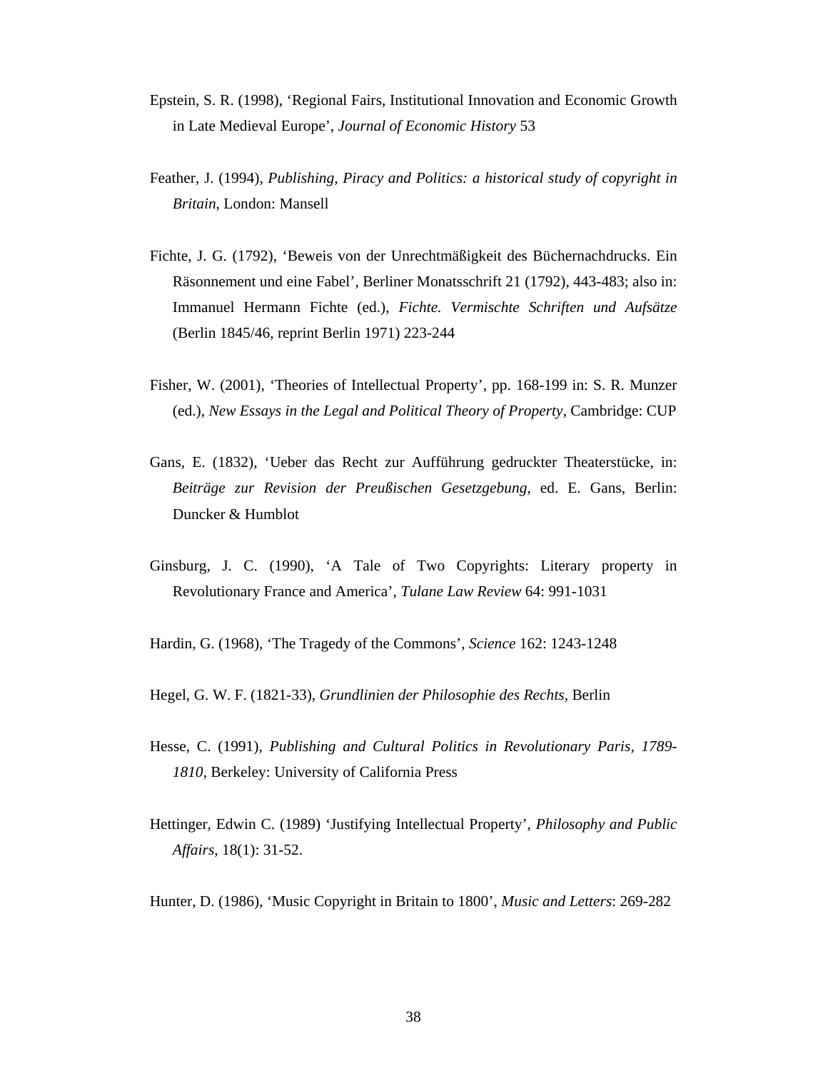Epstein, S. R. (1998), ‘Regional Fairs, Institutional Innovation and Economic Growth in Late Medieval Europe’, *Journal of Economic History* 53

Feather, J. (1994), *Publishing, Piracy and Politics: a historical study of copyright in Britain*, London: Mansell

Fichte, J. G. (1792), ‘Beweis von der Unrechtmäßigkeit des Büchernachdrucks. Ein Räsonnement und eine Fabel’, Berliner Monatsschrift 21 (1792), 443-483; also in: Immanuel Hermann Fichte (ed.), *Fichte. Vermischte Schriften und Aufsätze* (Berlin 1845/46, reprint Berlin 1971) 223-244

Fisher, W. (2001), ‘Theories of Intellectual Property’, pp. 168-199 in: S. R. Munzer (ed.), *New Essays in the Legal and Political Theory of Property*, Cambridge: CUP

Gans, E. (1832), ‘Ueber das Recht zur Aufführung gedruckter Theaterstücke, in: *Beiträge zur Revision der Preußischen Gesetzgebung*, ed. E. Gans, Berlin: Duncker & Humblot

Ginsburg, J. C. (1990), ‘A Tale of Two Copyrights: Literary property in Revolutionary France and America’, *Tulane Law Review* 64: 991-1031

Hardin, G. (1968), ‘The Tragedy of the Commons’, *Science* 162: 1243-1248

Hegel, G. W. F. (1821-33), *Grundlinien der Philosophie des Rechts*, Berlin

Hesse, C. (1991), *Publishing and Cultural Politics in Revolutionary Paris, 1789-1810*, Berkeley: University of California Press

Hettinger, Edwin C. (1989) ‘Justifying Intellectual Property’, *Philosophy and Public Affairs*, 18(1): 31-52.

Hunter, D. (1986), ‘Music Copyright in Britain to 1800’, *Music and Letters*: 269-282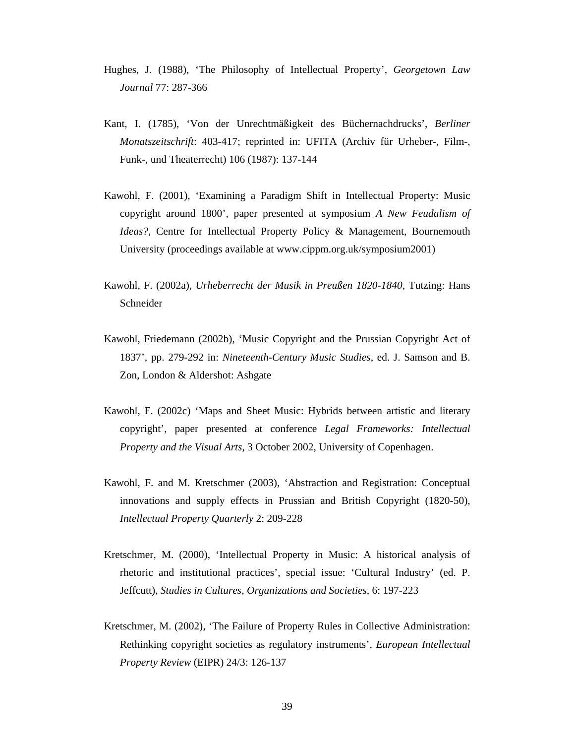Hughes, J. (1988), ‘The Philosophy of Intellectual Property’, *Georgetown Law Journal* 77: 287-366

Kant, I. (1785), ‘Von der Unrechtmäßigkeit des Büchernachdrucks’, *Berliner Monatszeitschrift*: 403-417; reprinted in: UFITA (Archiv für Urheber-, Film-, Funk-, und Theaterrecht) 106 (1987): 137-144

Kawohl, F. (2001), ‘Examining a Paradigm Shift in Intellectual Property: Music copyright around 1800’, paper presented at symposium *A New Feudalism of Ideas?*, Centre for Intellectual Property Policy & Management, Bournemouth University (proceedings available at www.cippm.org.uk/symposium2001)

Kawohl, F. (2002a), *Urheberrecht der Musik in Preußen 1820-1840*, Tutzing: Hans Schneider

Kawohl, Friedemann (2002b), ‘Music Copyright and the Prussian Copyright Act of 1837’, pp. 279-292 in: *Nineteenth-Century Music Studies*, ed. J. Samson and B. Zon, London & Aldershot: Ashgate

Kawohl, F. (2002c) ‘Maps and Sheet Music: Hybrids between artistic and literary copyright’, paper presented at conference *Legal Frameworks: Intellectual Property and the Visual Arts*, 3 October 2002, University of Copenhagen.

Kawohl, F. and M. Kretschmer (2003), ‘Abstraction and Registration: Conceptual innovations and supply effects in Prussian and British Copyright (1820-50), *Intellectual Property Quarterly* 2: 209-228

Kretschmer, M. (2000), ‘Intellectual Property in Music: A historical analysis of rhetoric and institutional practices’, special issue: ‘Cultural Industry’ (ed. P. Jeffcutt), *Studies in Cultures, Organizations and Societies*, 6: 197-223

Kretschmer, M. (2002), ‘The Failure of Property Rules in Collective Administration: Rethinking copyright societies as regulatory instruments’, *European Intellectual Property Review* (EIPR) 24/3: 126-137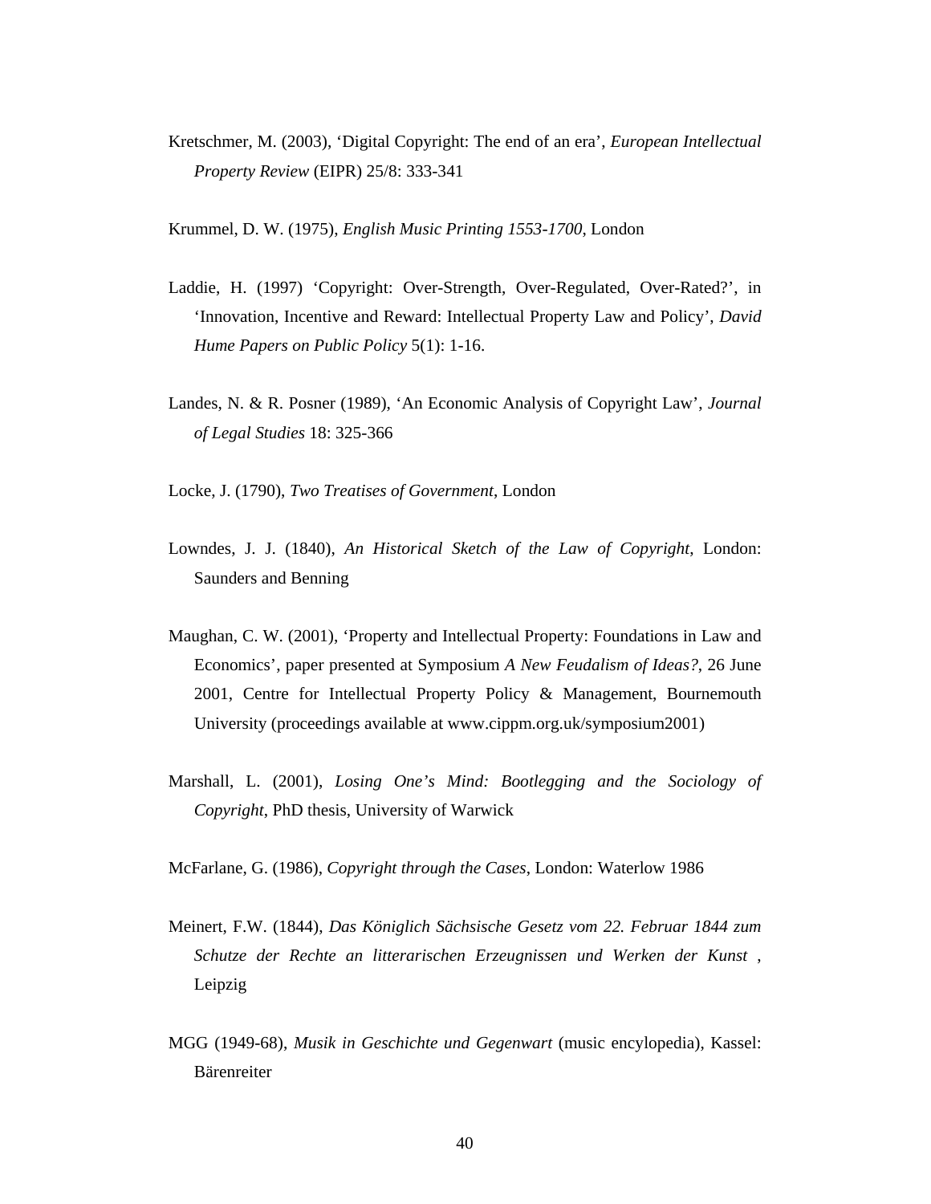Kretschmer, M. (2003), 'Digital Copyright: The end of an era', *European Intellectual Property Review* (EIPR) 25/8: 333-341

Krummel, D. W. (1975), *English Music Printing 1553-1700*, London

Laddie, H. (1997) 'Copyright: Over-Strength, Over-Regulated, Over-Rated?', in 'Innovation, Incentive and Reward: Intellectual Property Law and Policy', *David Hume Papers on Public Policy* 5(1): 1-16.

Landes, N. & R. Posner (1989), 'An Economic Analysis of Copyright Law', *Journal of Legal Studies* 18: 325-366

Locke, J. (1790), *Two Treatises of Government*, London

Lowndes, J. J. (1840), *An Historical Sketch of the Law of Copyright*, London: Saunders and Benning

Maughan, C. W. (2001), 'Property and Intellectual Property: Foundations in Law and Economics', paper presented at Symposium *A New Feudalism of Ideas?*, 26 June 2001, Centre for Intellectual Property Policy & Management, Bournemouth University (proceedings available at www.cippm.org.uk/symposium2001)

Marshall, L. (2001), *Losing One's Mind: Bootlegging and the Sociology of Copyright*, PhD thesis, University of Warwick

McFarlane, G. (1986), *Copyright through the Cases*, London: Waterlow 1986

Meinert, F.W. (1844), *Das Königlich Sächsische Gesetz vom 22. Februar 1844 zum Schutze der Rechte an litterarischen Erzeugnissen und Werken der Kunst* , Leipzig

MGG (1949-68), *Musik in Geschichte und Gegenwart* (music encylopedia), Kassel: Bärenreiter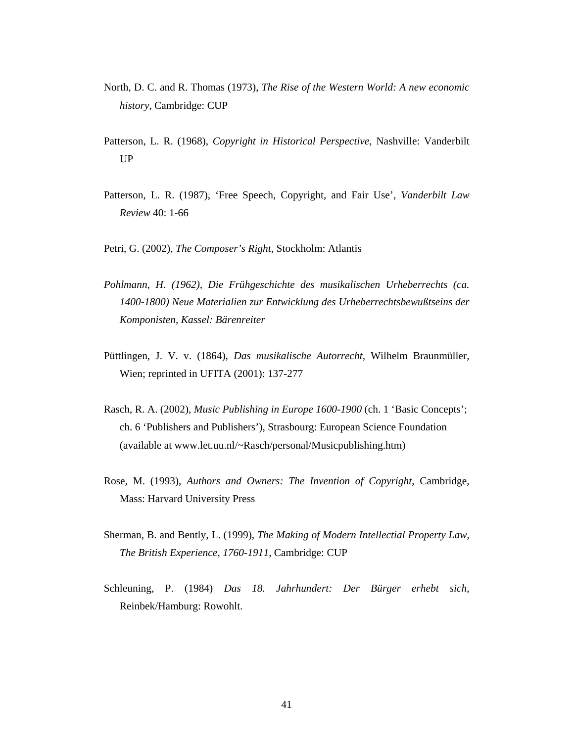North, D. C. and R. Thomas (1973), *The Rise of the Western World: A new economic history*, Cambridge: CUP

Patterson, L. R. (1968), *Copyright in Historical Perspective*, Nashville: Vanderbilt UP

Patterson, L. R. (1987), 'Free Speech, Copyright, and Fair Use', *Vanderbilt Law Review* 40: 1-66

Petri, G. (2002), *The Composer's Right*, Stockholm: Atlantis

*Pohlmann, H. (1962), Die Frühgeschichte des musikalischen Urheberrechts (ca. 1400-1800) Neue Materialien zur Entwicklung des Urheberrechtsbewußtseins der Komponisten, Kassel: Bärenreiter*

Püttlingen, J. V. v. (1864), *Das musikalische Autorrecht*, Wilhelm Braunmüller, Wien; reprinted in UFITA (2001): 137-277

Rasch, R. A. (2002), *Music Publishing in Europe 1600-1900* (ch. 1 'Basic Concepts'; ch. 6 'Publishers and Publishers'), Strasbourg: European Science Foundation (available at www.let.uu.nl/~Rasch/personal/Musicpublishing.htm)

Rose, M. (1993), *Authors and Owners: The Invention of Copyright*, Cambridge, Mass: Harvard University Press

Sherman, B. and Bently, L. (1999), *The Making of Modern Intellectial Property Law, The British Experience, 1760-1911*, Cambridge: CUP

Schleuning, P. (1984) *Das 18. Jahrhundert: Der Bürger erhebt sich*, Reinbek/Hamburg: Rowohlt.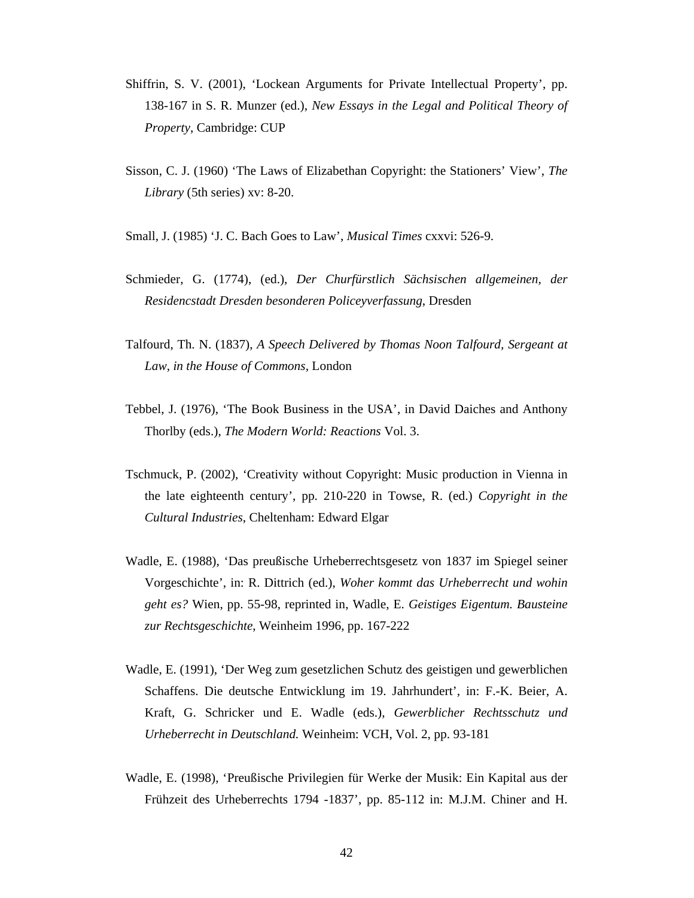Shiffrin, S. V. (2001), ‘Lockean Arguments for Private Intellectual Property’, pp. 138-167 in S. R. Munzer (ed.), *New Essays in the Legal and Political Theory of Property*, Cambridge: CUP

Sisson, C. J. (1960) ‘The Laws of Elizabethan Copyright: the Stationers’ View’, *The Library* (5th series) xv: 8-20.

Small, J. (1985) ‘J. C. Bach Goes to Law’, *Musical Times* cxxvi: 526-9.

Schmieder, G. (1774), (ed.), *Der Churfürstlich Sächsischen allgemeinen, der Residencstadt Dresden besonderen Policeyverfassung*, Dresden

Talfourd, Th. N. (1837), *A Speech Delivered by Thomas Noon Talfourd, Sergeant at Law, in the House of Commons*, London

Tebbel, J. (1976), ‘The Book Business in the USA’, in David Daiches and Anthony Thorlby (eds.), *The Modern World: Reactions* Vol. 3.

Tschmuck, P. (2002), ‘Creativity without Copyright: Music production in Vienna in the late eighteenth century’, pp. 210-220 in Towse, R. (ed.) *Copyright in the Cultural Industries*, Cheltenham: Edward Elgar

Wadle, E. (1988), ‘Das preußische Urheberrechtsgesetz von 1837 im Spiegel seiner Vorgeschichte’, in: R. Dittrich (ed.), *Woher kommt das Urheberrecht und wohin geht es?* Wien, pp. 55-98, reprinted in, Wadle, E. *Geistiges Eigentum. Bausteine zur Rechtsgeschichte*, Weinheim 1996, pp. 167-222

Wadle, E. (1991), ‘Der Weg zum gesetzlichen Schutz des geistigen und gewerblichen Schaffens. Die deutsche Entwicklung im 19. Jahrhundert’, in: F.-K. Beier, A. Kraft, G. Schricker und E. Wadle (eds.), *Gewerblicher Rechtsschutz und Urheberrecht in Deutschland.* Weinheim: VCH, Vol. 2, pp. 93-181

Wadle, E. (1998), ‘Preußische Privilegien für Werke der Musik: Ein Kapital aus der Frühzeit des Urheberrechts 1794 -1837’, pp. 85-112 in: M.J.M. Chiner and H.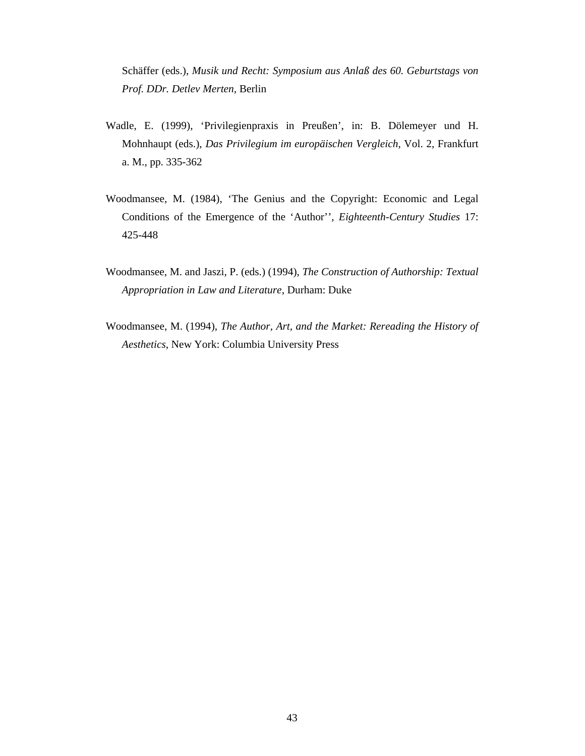Schäffer (eds.), *Musik und Recht: Symposium aus Anlaß des 60. Geburtstags von Prof. DDr. Detlev Merten*, Berlin

Wadle, E. (1999), ‘Privilegienpraxis in Preußen’, in: B. Dölemeyer und H. Mohnhaupt (eds.), *Das Privilegium im europäischen Vergleich*, Vol. 2, Frankfurt a. M., pp. 335-362

Woodmansee, M. (1984), ‘The Genius and the Copyright: Economic and Legal Conditions of the Emergence of the ‘Author’’, *Eighteenth-Century Studies* 17: 425-448

Woodmansee, M. and Jaszi, P. (eds.) (1994), *The Construction of Authorship: Textual Appropriation in Law and Literature*, Durham: Duke

Woodmansee, M. (1994), *The Author, Art, and the Market: Rereading the History of Aesthetics*, New York: Columbia University Press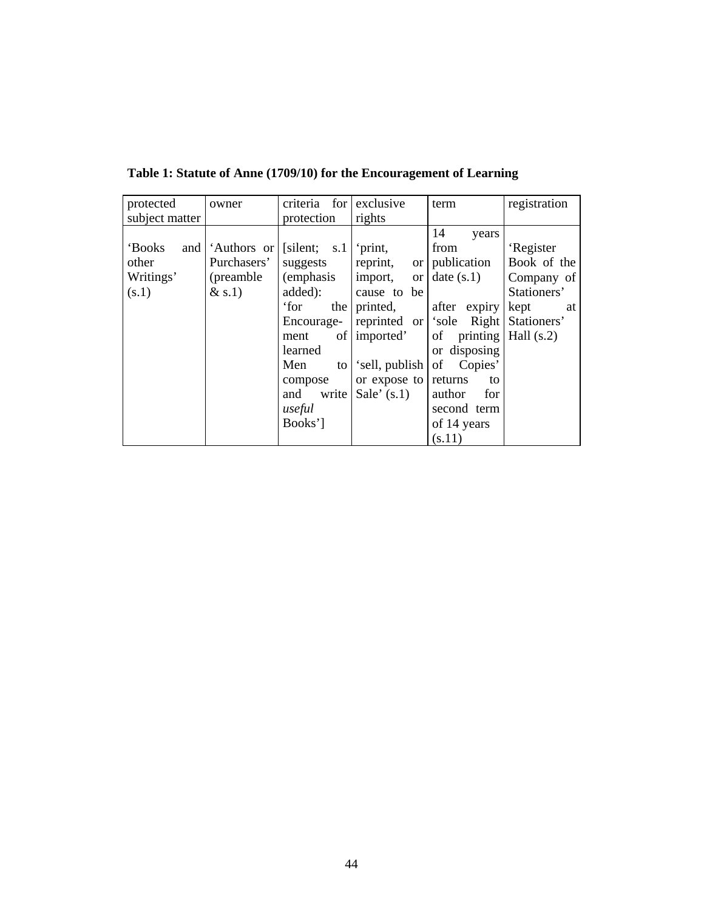**Table 1: Statute of Anne (1709/10) for the Encouragement of Learning**

| protected subject matter | owner | criteria for protection | exclusive rights | term | registration |
|---|---|---|---|---|---|
| 'Books and other Writings' (s.1) | 'Authors or Purchasers' (preamble & s.1) | [silent; s.1 suggests (emphasis added): 'for the Encouragement of learned Men to compose and write *useful* Books'] | 'print, reprint, or import, or cause to be printed, reprinted or imported' <br><br> 'sell, publish or expose to Sale' (s.1) | 14 years from publication date (s.1) <br><br> after expiry 'sole Right of printing or disposing of Copies' returns to author for second term of 14 years (s.11) | 'Register Book of the Company of Stationers' kept at Stationers' Hall (s.2) |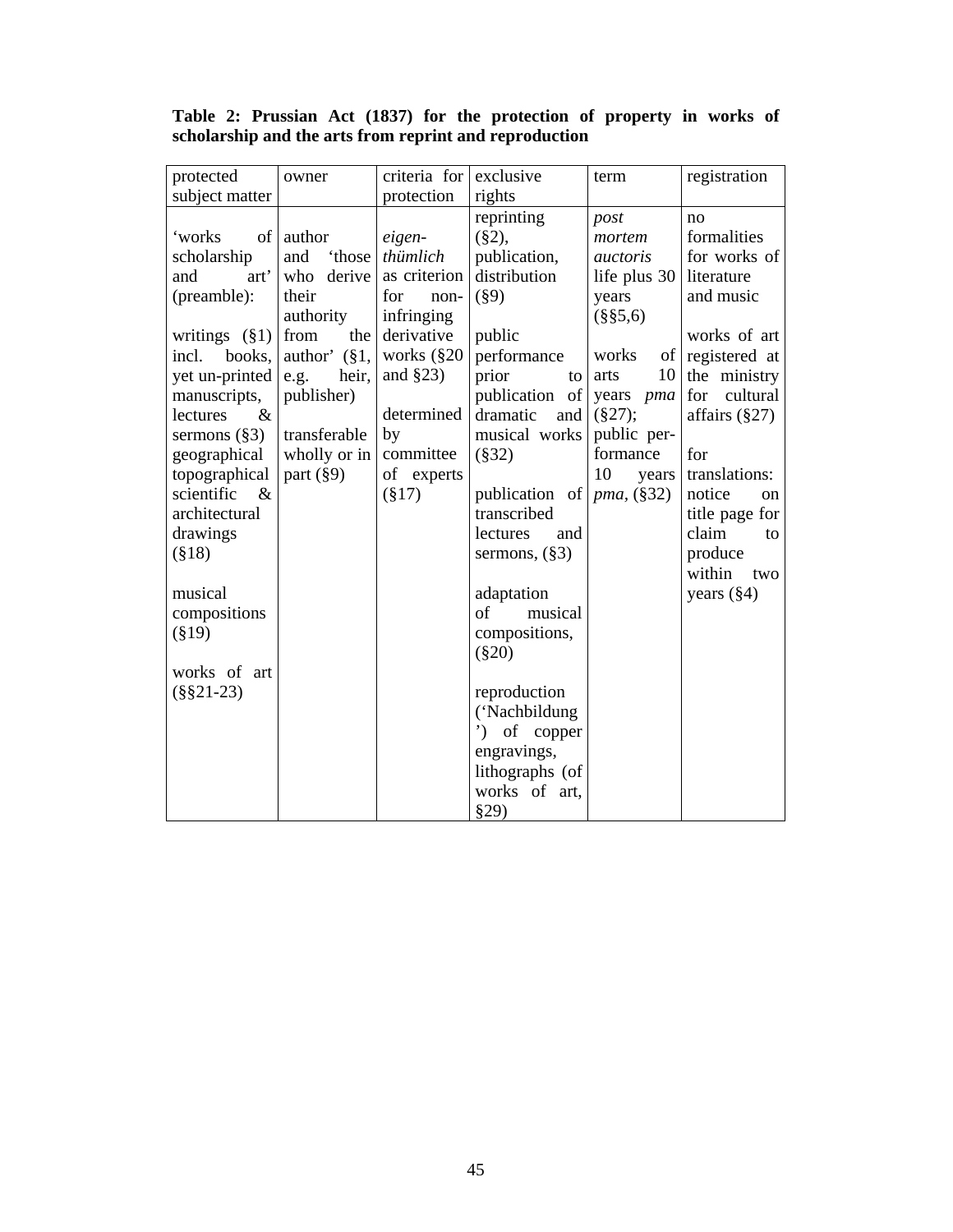**Table 2: Prussian Act (1837) for the protection of property in works of scholarship and the arts from reprint and reproduction**

| protected subject matter | owner | criteria for protection | exclusive rights | term | registration |
|---|---|---|---|---|---|
| 'works of scholarship and art' (preamble):<br><br>writings (§1) incl. books, yet un-printed manuscripts, lectures & sermons (§3) geographical topographical scientific & architectural drawings (§18)<br><br>musical compositions (§19)<br><br>works of art (§§21-23) | author and 'those who derive their authority from the author' (§1, e.g. heir, publisher)<br><br>transferable wholly or in part (§9) | *eigen-thümlich* as criterion for non-infringing derivative works (§20 and §23)<br><br>determined by committee of experts (§17) | reprinting (§2), publication, distribution (§9)<br><br>public performance prior to publication of dramatic and musical works (§32)<br><br>publication of transcribed lectures and sermons, (§3)<br><br>adaptation of musical compositions, (§20)<br><br>reproduction ('Nachbildung') of copper engravings, lithographs (of works of art, §29) | *post mortem auctoris* life plus 30 years (§§5,6)<br><br>works of arts 10 years *pma* (§27); public per-formance 10 years *pma*, (§32) | no formalities for works of literature and music<br><br>works of art registered at the ministry for cultural affairs (§27)<br><br>for translations: notice on title page for claim to produce within two years (§4) |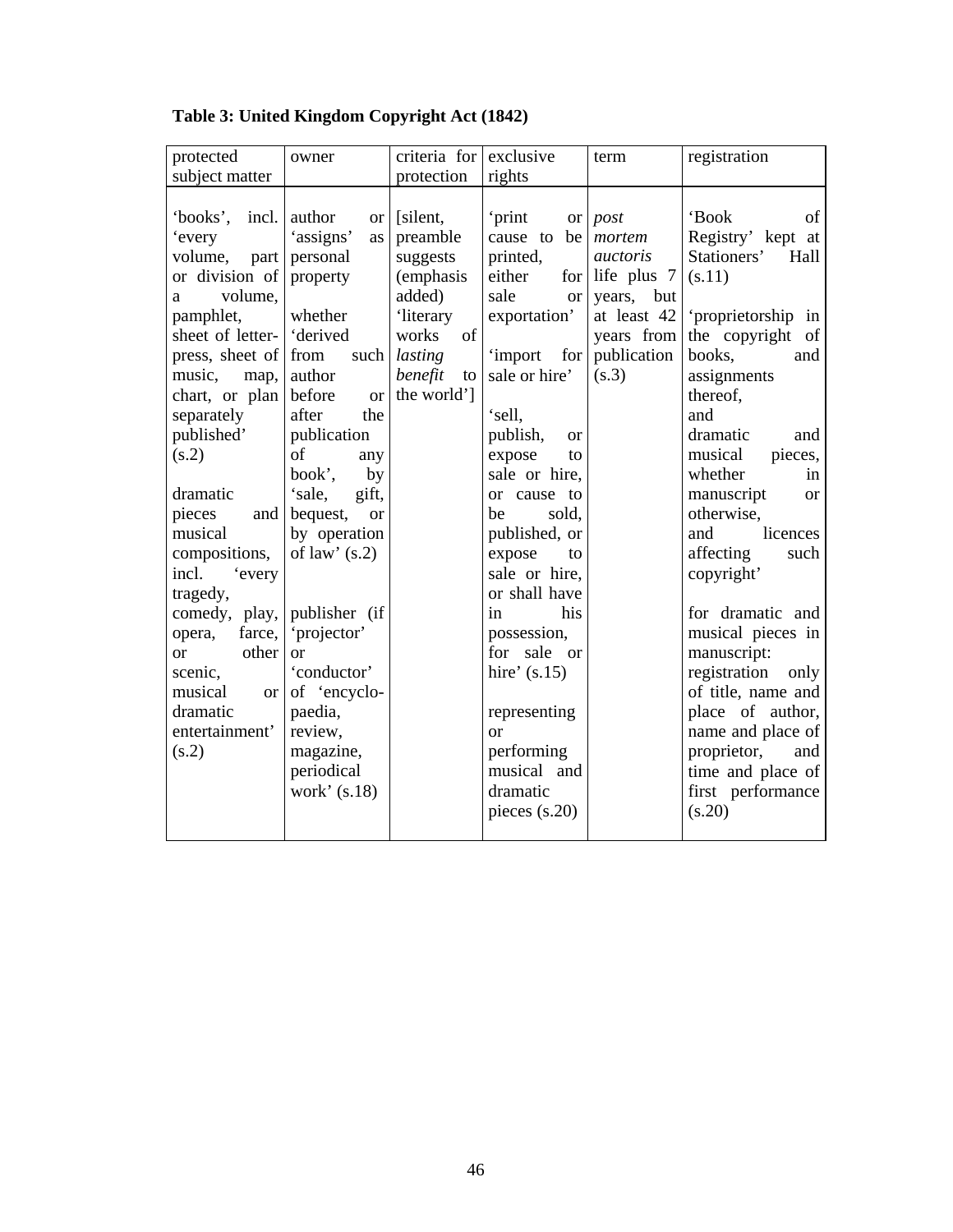**Table 3: United Kingdom Copyright Act (1842)**

| protected subject matter | owner | criteria for protection | exclusive rights | term | registration |
|---|---|---|---|---|---|
| 'books', incl. 'every volume, part or division of a volume, pamphlet, sheet of letter-press, sheet of music, map, chart, or plan separately published' (s.2)<br><br>dramatic pieces and musical compositions, incl. 'every tragedy, comedy, play, opera, farce, or other scenic, musical or dramatic entertainment' (s.2) | author or 'assigns' as personal property<br><br>whether 'derived from such author before or after the publication of any book', by 'sale, gift, bequest, or by operation of law' (s.2)<br><br>publisher (if 'projector' or 'conductor' of 'encyclo-paedia, review, magazine, periodical work' (s.18) | [silent, preamble suggests (emphasis added) 'literary works of *lasting benefit* to the world'] | 'print or cause to be printed, either for sale or exportation'<br><br>'import for sale or hire'<br><br>'sell, publish, or expose to sale or hire, or cause to be sold, published, or expose to sale or hire, or shall have in his possession, for sale or hire' (s.15)<br><br>representing or performing musical and dramatic pieces (s.20) | *post mortem auctoris* life plus 7 years, but at least 42 years from publication (s.3) | 'Book of Registry' kept at Stationers' Hall (s.11)<br><br>'proprietorship in the copyright of books, and assignments thereof, and dramatic and musical pieces, whether in manuscript or otherwise, and licences affecting such copyright'<br><br>for dramatic and musical pieces in manuscript: registration only of title, name and place of author, name and place of proprietor, and time and place of first performance (s.20) |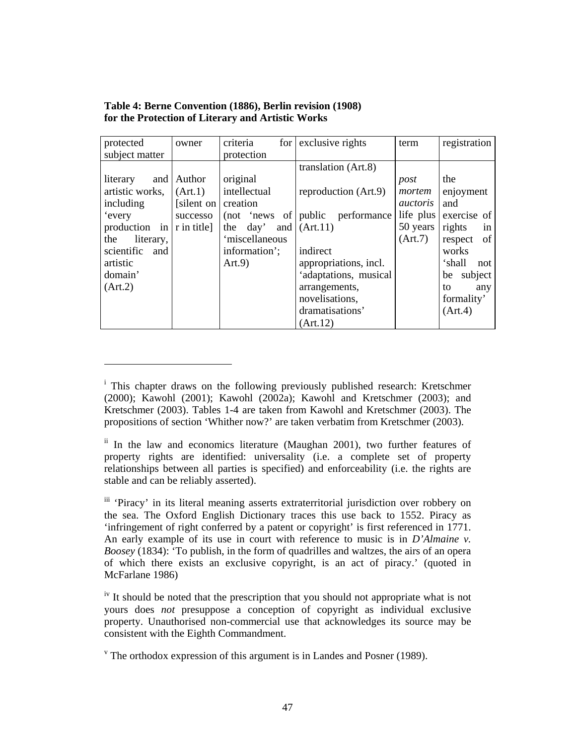**Table 4: Berne Convention (1886), Berlin revision (1908) for the Protection of Literary and Artistic Works**

| protected subject matter | owner | criteria for protection | exclusive rights | term | registration |
|---|---|---|---|---|---|
| literary and artistic works, including 'every production in the literary, scientific and artistic domain' (Art.2) | Author (Art.1) [silent on successor in title] | original intellectual creation (not 'news of the day' and 'miscellaneous information'; Art.9) | translation (Art.8) reproduction (Art.9) public performance (Art.11) indirect appropriations, incl. 'adaptations, musical arrangements, novelisations, dramatisations' (Art.12) | *post mortem auctoris* life plus 50 years (Art.7) | the enjoyment and exercise of rights in respect of works 'shall not be subject to any formality' (Art.4) |

---

[i] This chapter draws on the following previously published research: Kretschmer (2000); Kawohl (2001); Kawohl (2002a); Kawohl and Kretschmer (2003); and Kretschmer (2003). Tables 1-4 are taken from Kawohl and Kretschmer (2003). The propositions of section 'Whither now?' are taken verbatim from Kretschmer (2003).

[ii] In the law and economics literature (Maughan 2001), two further features of property rights are identified: universality (i.e. a complete set of property relationships between all parties is specified) and enforceability (i.e. the rights are stable and can be reliably asserted).

[iii] 'Piracy' in its literal meaning asserts extraterritorial jurisdiction over robbery on the sea. The Oxford English Dictionary traces this use back to 1552. Piracy as 'infringement of right conferred by a patent or copyright' is first referenced in 1771. An early example of its use in court with reference to music is in *D'Almaine v. Boosey* (1834): 'To publish, in the form of quadrilles and waltzes, the airs of an opera of which there exists an exclusive copyright, is an act of piracy.' (quoted in McFarlane 1986)

[iv] It should be noted that the prescription that you should not appropriate what is not yours does *not* presuppose a conception of copyright as individual exclusive property. Unauthorised non-commercial use that acknowledges its source may be consistent with the Eighth Commandment.

[v] The orthodox expression of this argument is in Landes and Posner (1989).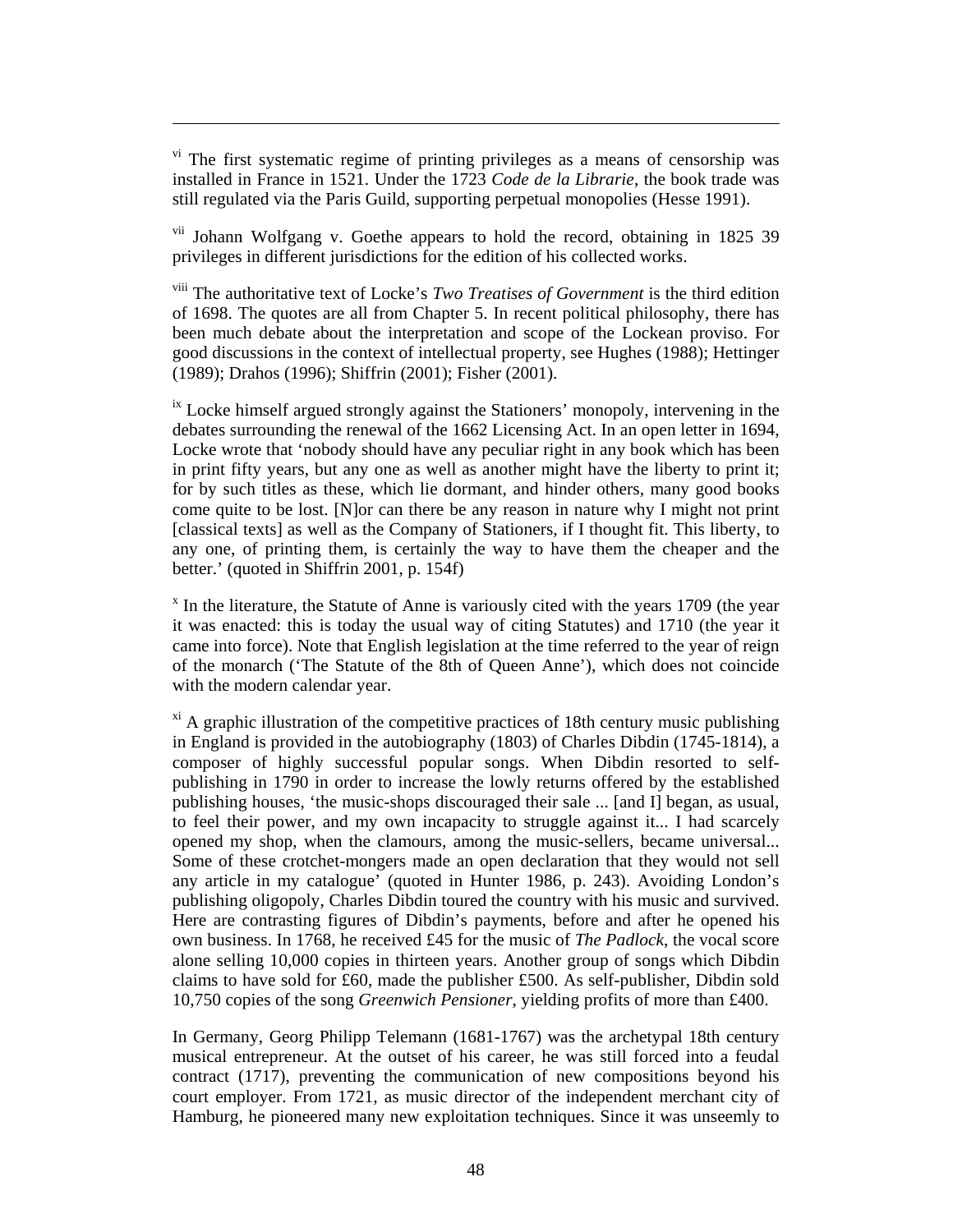[vi] The first systematic regime of printing privileges as a means of censorship was installed in France in 1521. Under the 1723 *Code de la Librarie*, the book trade was still regulated via the Paris Guild, supporting perpetual monopolies (Hesse 1991).

[vii] Johann Wolfgang v. Goethe appears to hold the record, obtaining in 1825 39 privileges in different jurisdictions for the edition of his collected works.

[viii] The authoritative text of Locke's *Two Treatises of Government* is the third edition of 1698. The quotes are all from Chapter 5. In recent political philosophy, there has been much debate about the interpretation and scope of the Lockean proviso. For good discussions in the context of intellectual property, see Hughes (1988); Hettinger (1989); Drahos (1996); Shiffrin (2001); Fisher (2001).

[ix] Locke himself argued strongly against the Stationers' monopoly, intervening in the debates surrounding the renewal of the 1662 Licensing Act. In an open letter in 1694, Locke wrote that 'nobody should have any peculiar right in any book which has been in print fifty years, but any one as well as another might have the liberty to print it; for by such titles as these, which lie dormant, and hinder others, many good books come quite to be lost. [N]or can there be any reason in nature why I might not print [classical texts] as well as the Company of Stationers, if I thought fit. This liberty, to any one, of printing them, is certainly the way to have them the cheaper and the better.' (quoted in Shiffrin 2001, p. 154f)

[x] In the literature, the Statute of Anne is variously cited with the years 1709 (the year it was enacted: this is today the usual way of citing Statutes) and 1710 (the year it came into force). Note that English legislation at the time referred to the year of reign of the monarch ('The Statute of the 8th of Queen Anne'), which does not coincide with the modern calendar year.

[xi] A graphic illustration of the competitive practices of 18th century music publishing in England is provided in the autobiography (1803) of Charles Dibdin (1745-1814), a composer of highly successful popular songs. When Dibdin resorted to self-publishing in 1790 in order to increase the lowly returns offered by the established publishing houses, 'the music-shops discouraged their sale ... [and I] began, as usual, to feel their power, and my own incapacity to struggle against it... I had scarcely opened my shop, when the clamours, among the music-sellers, became universal... Some of these crotchet-mongers made an open declaration that they would not sell any article in my catalogue' (quoted in Hunter 1986, p. 243). Avoiding London's publishing oligopoly, Charles Dibdin toured the country with his music and survived. Here are contrasting figures of Dibdin's payments, before and after he opened his own business. In 1768, he received £45 for the music of *The Padlock*, the vocal score alone selling 10,000 copies in thirteen years. Another group of songs which Dibdin claims to have sold for £60, made the publisher £500. As self-publisher, Dibdin sold 10,750 copies of the song *Greenwich Pensioner*, yielding profits of more than £400.

In Germany, Georg Philipp Telemann (1681-1767) was the archetypal 18th century musical entrepreneur. At the outset of his career, he was still forced into a feudal contract (1717), preventing the communication of new compositions beyond his court employer. From 1721, as music director of the independent merchant city of Hamburg, he pioneered many new exploitation techniques. Since it was unseemly to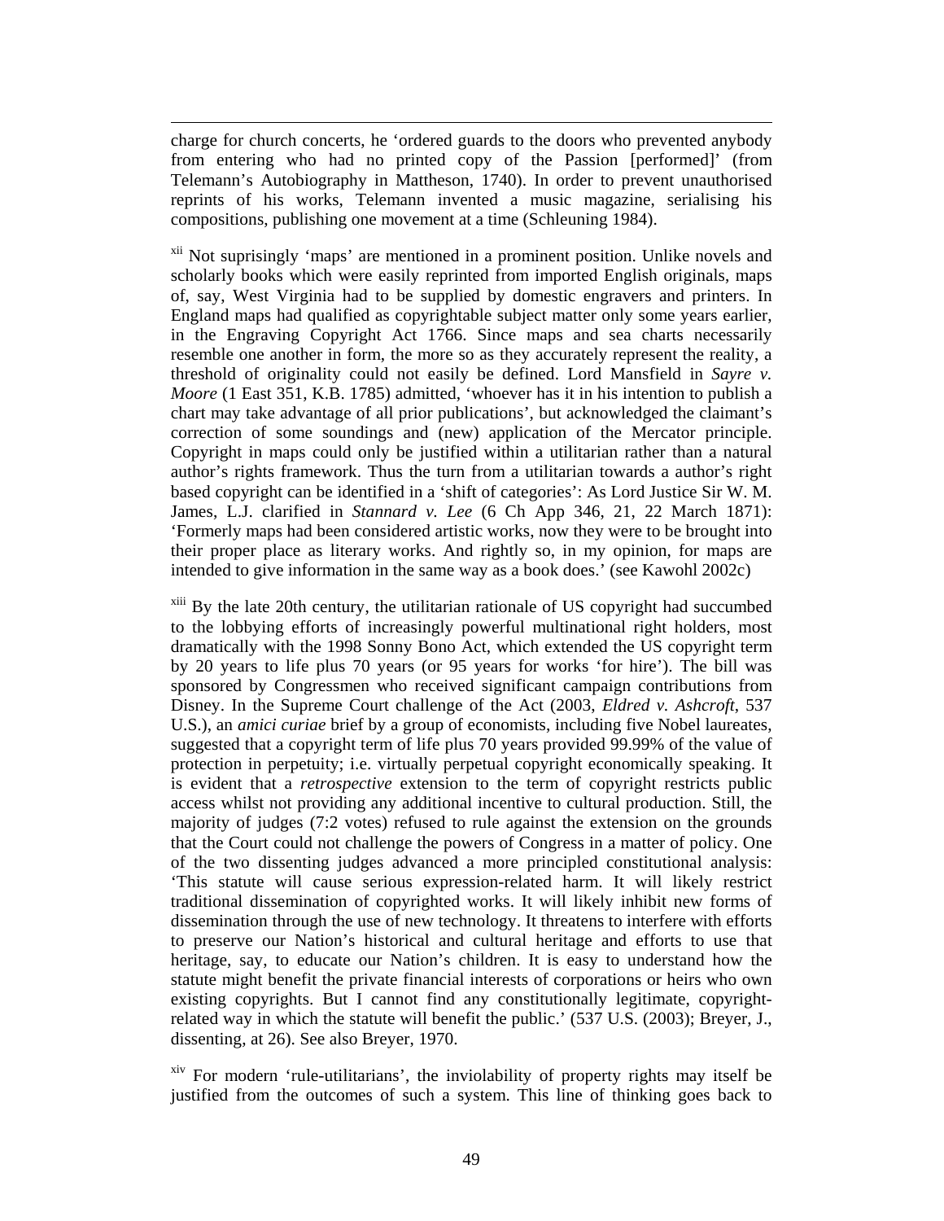charge for church concerts, he 'ordered guards to the doors who prevented anybody from entering who had no printed copy of the Passion [performed]' (from Telemann's Autobiography in Mattheson, 1740). In order to prevent unauthorised reprints of his works, Telemann invented a music magazine, serialising his compositions, publishing one movement at a time (Schleuning 1984).

[xii] Not suprisingly 'maps' are mentioned in a prominent position. Unlike novels and scholarly books which were easily reprinted from imported English originals, maps of, say, West Virginia had to be supplied by domestic engravers and printers. In England maps had qualified as copyrightable subject matter only some years earlier, in the Engraving Copyright Act 1766. Since maps and sea charts necessarily resemble one another in form, the more so as they accurately represent the reality, a threshold of originality could not easily be defined. Lord Mansfield in *Sayre v. Moore* (1 East 351, K.B. 1785) admitted, 'whoever has it in his intention to publish a chart may take advantage of all prior publications', but acknowledged the claimant's correction of some soundings and (new) application of the Mercator principle. Copyright in maps could only be justified within a utilitarian rather than a natural author's rights framework. Thus the turn from a utilitarian towards a author's right based copyright can be identified in a 'shift of categories': As Lord Justice Sir W. M. James, L.J. clarified in *Stannard v. Lee* (6 Ch App 346, 21, 22 March 1871): 'Formerly maps had been considered artistic works, now they were to be brought into their proper place as literary works. And rightly so, in my opinion, for maps are intended to give information in the same way as a book does.' (see Kawohl 2002c)

[xiii] By the late 20th century, the utilitarian rationale of US copyright had succumbed to the lobbying efforts of increasingly powerful multinational right holders, most dramatically with the 1998 Sonny Bono Act, which extended the US copyright term by 20 years to life plus 70 years (or 95 years for works 'for hire'). The bill was sponsored by Congressmen who received significant campaign contributions from Disney. In the Supreme Court challenge of the Act (2003, *Eldred v. Ashcroft*, 537 U.S.), an *amici curiae* brief by a group of economists, including five Nobel laureates, suggested that a copyright term of life plus 70 years provided 99.99% of the value of protection in perpetuity; i.e. virtually perpetual copyright economically speaking. It is evident that a *retrospective* extension to the term of copyright restricts public access whilst not providing any additional incentive to cultural production. Still, the majority of judges (7:2 votes) refused to rule against the extension on the grounds that the Court could not challenge the powers of Congress in a matter of policy. One of the two dissenting judges advanced a more principled constitutional analysis: 'This statute will cause serious expression-related harm. It will likely restrict traditional dissemination of copyrighted works. It will likely inhibit new forms of dissemination through the use of new technology. It threatens to interfere with efforts to preserve our Nation's historical and cultural heritage and efforts to use that heritage, say, to educate our Nation's children. It is easy to understand how the statute might benefit the private financial interests of corporations or heirs who own existing copyrights. But I cannot find any constitutionally legitimate, copyright-related way in which the statute will benefit the public.' (537 U.S. (2003); Breyer, J., dissenting, at 26). See also Breyer, 1970.

[xiv] For modern 'rule-utilitarians', the inviolability of property rights may itself be justified from the outcomes of such a system. This line of thinking goes back to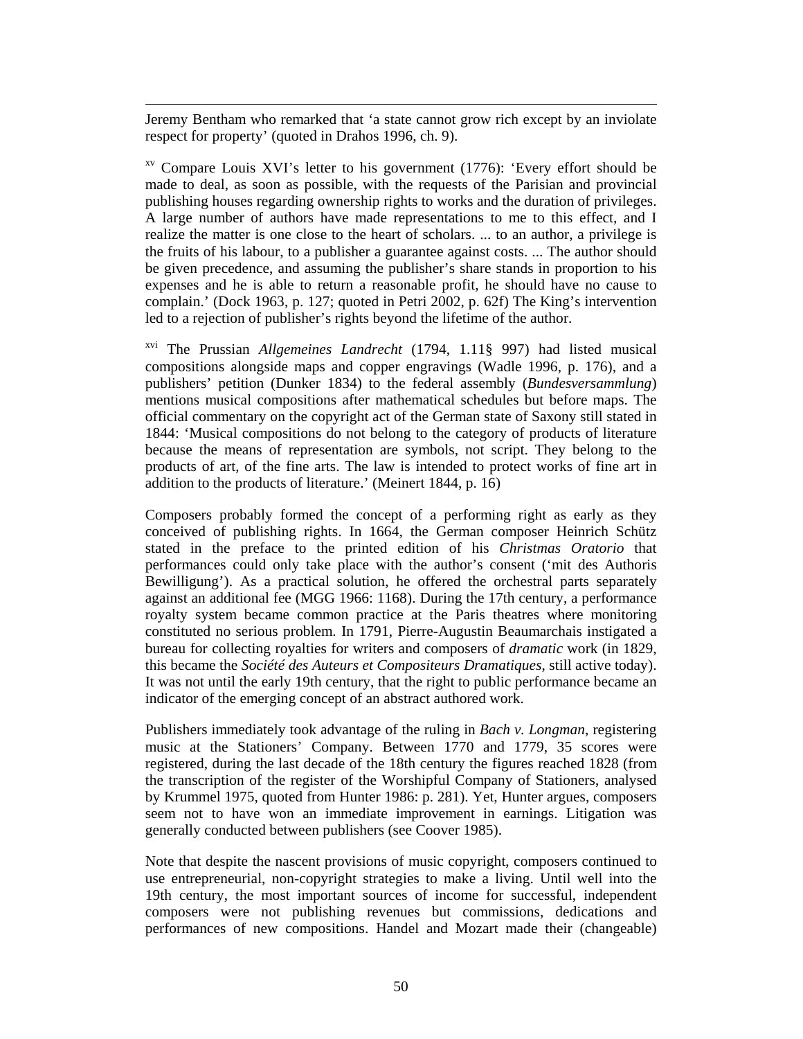Jeremy Bentham who remarked that 'a state cannot grow rich except by an inviolate respect for property' (quoted in Drahos 1996, ch. 9).

[xv] Compare Louis XVI's letter to his government (1776): 'Every effort should be made to deal, as soon as possible, with the requests of the Parisian and provincial publishing houses regarding ownership rights to works and the duration of privileges. A large number of authors have made representations to me to this effect, and I realize the matter is one close to the heart of scholars. ... to an author, a privilege is the fruits of his labour, to a publisher a guarantee against costs. ... The author should be given precedence, and assuming the publisher's share stands in proportion to his expenses and he is able to return a reasonable profit, he should have no cause to complain.' (Dock 1963, p. 127; quoted in Petri 2002, p. 62f) The King's intervention led to a rejection of publisher's rights beyond the lifetime of the author.

[xvi] The Prussian *Allgemeines Landrecht* (1794, 1.11§ 997) had listed musical compositions alongside maps and copper engravings (Wadle 1996, p. 176), and a publishers' petition (Dunker 1834) to the federal assembly (*Bundesversammlung*) mentions musical compositions after mathematical schedules but before maps. The official commentary on the copyright act of the German state of Saxony still stated in 1844: 'Musical compositions do not belong to the category of products of literature because the means of representation are symbols, not script. They belong to the products of art, of the fine arts. The law is intended to protect works of fine art in addition to the products of literature.' (Meinert 1844, p. 16)

Composers probably formed the concept of a performing right as early as they conceived of publishing rights. In 1664, the German composer Heinrich Schütz stated in the preface to the printed edition of his *Christmas Oratorio* that performances could only take place with the author's consent ('mit des Authoris Bewilligung'). As a practical solution, he offered the orchestral parts separately against an additional fee (MGG 1966: 1168). During the 17th century, a performance royalty system became common practice at the Paris theatres where monitoring constituted no serious problem. In 1791, Pierre-Augustin Beaumarchais instigated a bureau for collecting royalties for writers and composers of *dramatic* work (in 1829, this became the *Société des Auteurs et Compositeurs Dramatiques*, still active today). It was not until the early 19th century, that the right to public performance became an indicator of the emerging concept of an abstract authored work.

Publishers immediately took advantage of the ruling in *Bach v. Longman*, registering music at the Stationers' Company. Between 1770 and 1779, 35 scores were registered, during the last decade of the 18th century the figures reached 1828 (from the transcription of the register of the Worshipful Company of Stationers, analysed by Krummel 1975, quoted from Hunter 1986: p. 281). Yet, Hunter argues, composers seem not to have won an immediate improvement in earnings. Litigation was generally conducted between publishers (see Coover 1985).

Note that despite the nascent provisions of music copyright, composers continued to use entrepreneurial, non-copyright strategies to make a living. Until well into the 19th century, the most important sources of income for successful, independent composers were not publishing revenues but commissions, dedications and performances of new compositions. Handel and Mozart made their (changeable)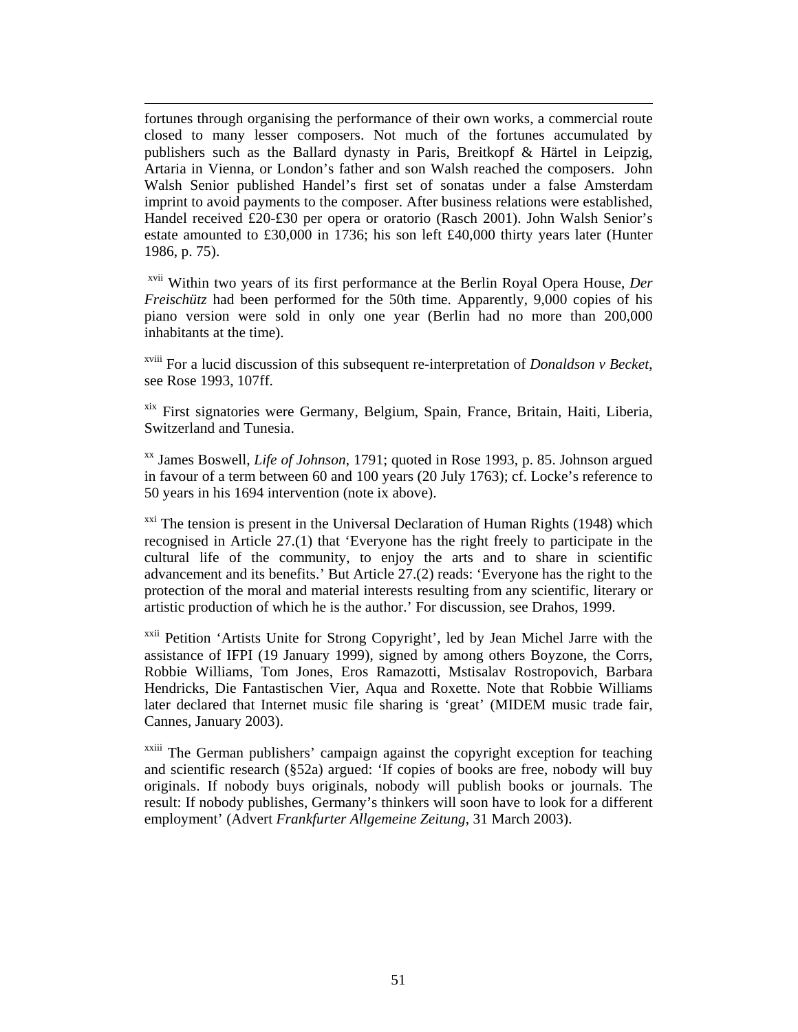fortunes through organising the performance of their own works, a commercial route closed to many lesser composers. Not much of the fortunes accumulated by publishers such as the Ballard dynasty in Paris, Breitkopf & Härtel in Leipzig, Artaria in Vienna, or London's father and son Walsh reached the composers. John Walsh Senior published Handel's first set of sonatas under a false Amsterdam imprint to avoid payments to the composer. After business relations were established, Handel received £20-£30 per opera or oratorio (Rasch 2001). John Walsh Senior's estate amounted to £30,000 in 1736; his son left £40,000 thirty years later (Hunter 1986, p. 75).

[xvii] Within two years of its first performance at the Berlin Royal Opera House, *Der Freischütz* had been performed for the 50th time. Apparently, 9,000 copies of his piano version were sold in only one year (Berlin had no more than 200,000 inhabitants at the time).

[xviii] For a lucid discussion of this subsequent re-interpretation of *Donaldson v Becket*, see Rose 1993, 107ff.

[xix] First signatories were Germany, Belgium, Spain, France, Britain, Haiti, Liberia, Switzerland and Tunesia.

[xx] James Boswell, *Life of Johnson*, 1791; quoted in Rose 1993, p. 85. Johnson argued in favour of a term between 60 and 100 years (20 July 1763); cf. Locke's reference to 50 years in his 1694 intervention (note ix above).

[xxi] The tension is present in the Universal Declaration of Human Rights (1948) which recognised in Article 27.(1) that 'Everyone has the right freely to participate in the cultural life of the community, to enjoy the arts and to share in scientific advancement and its benefits.' But Article 27.(2) reads: 'Everyone has the right to the protection of the moral and material interests resulting from any scientific, literary or artistic production of which he is the author.' For discussion, see Drahos, 1999.

[xxii] Petition 'Artists Unite for Strong Copyright', led by Jean Michel Jarre with the assistance of IFPI (19 January 1999), signed by among others Boyzone, the Corrs, Robbie Williams, Tom Jones, Eros Ramazotti, Mstisalav Rostropovich, Barbara Hendricks, Die Fantastischen Vier, Aqua and Roxette. Note that Robbie Williams later declared that Internet music file sharing is 'great' (MIDEM music trade fair, Cannes, January 2003).

[xxiii] The German publishers' campaign against the copyright exception for teaching and scientific research (§52a) argued: 'If copies of books are free, nobody will buy originals. If nobody buys originals, nobody will publish books or journals. The result: If nobody publishes, Germany's thinkers will soon have to look for a different employment' (Advert *Frankfurter Allgemeine Zeitung*, 31 March 2003).